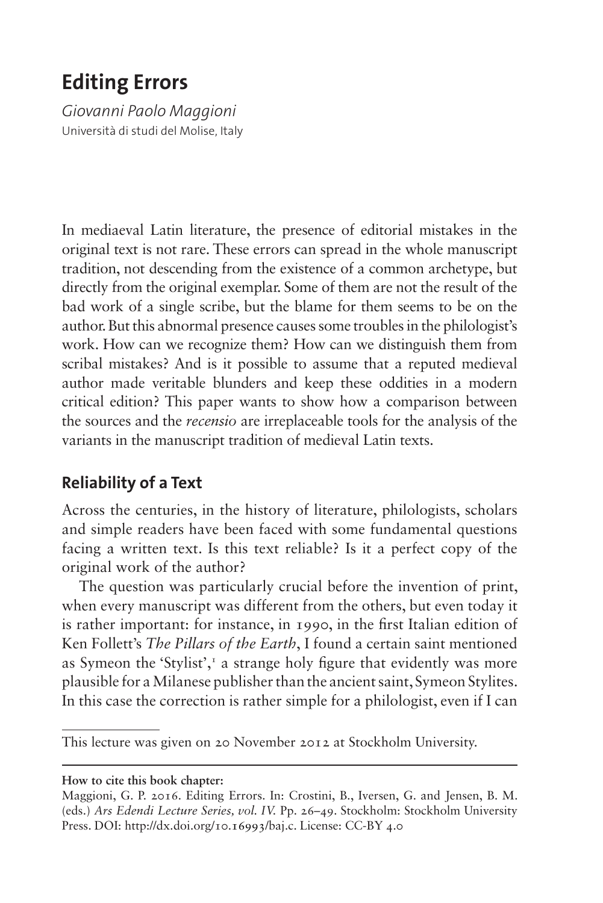# Editing Errors

*Giovanni Paolo Maggioni*
Università di studi del Molise, Italy

In mediaeval Latin literature, the presence of editorial mistakes in the original text is not rare. These errors can spread in the whole manuscript tradition, not descending from the existence of a common archetype, but directly from the original exemplar. Some of them are not the result of the bad work of a single scribe, but the blame for them seems to be on the author. But this abnormal presence causes some troubles in the philologist's work. How can we recognize them? How can we distinguish them from scribal mistakes? And is it possible to assume that a reputed medieval author made veritable blunders and keep these oddities in a modern critical edition? This paper wants to show how a comparison between the sources and the *recensio* are irreplaceable tools for the analysis of the variants in the manuscript tradition of medieval Latin texts.

## Reliability of a Text

Across the centuries, in the history of literature, philologists, scholars and simple readers have been faced with some fundamental questions facing a written text. Is this text reliable? Is it a perfect copy of the original work of the author?

The question was particularly crucial before the invention of print, when every manuscript was different from the others, but even today it is rather important: for instance, in 1990, in the first Italian edition of Ken Follett's *The Pillars of the Earth*, I found a certain saint mentioned as Symeon the 'Stylist',[1] a strange holy figure that evidently was more plausible for a Milanese publisher than the ancient saint, Symeon Stylites. In this case the correction is rather simple for a philologist, even if I can

This lecture was given on 20 November 2012 at Stockholm University.

**How to cite this book chapter:**
Maggioni, G. P. 2016. Editing Errors. In: Crostini, B., Iversen, G. and Jensen, B. M. (eds.) *Ars Edendi Lecture Series, vol. IV.* Pp. 26–49. Stockholm: Stockholm University Press. DOI: http://dx.doi.org/10.16993/baj.c. License: CC-BY 4.0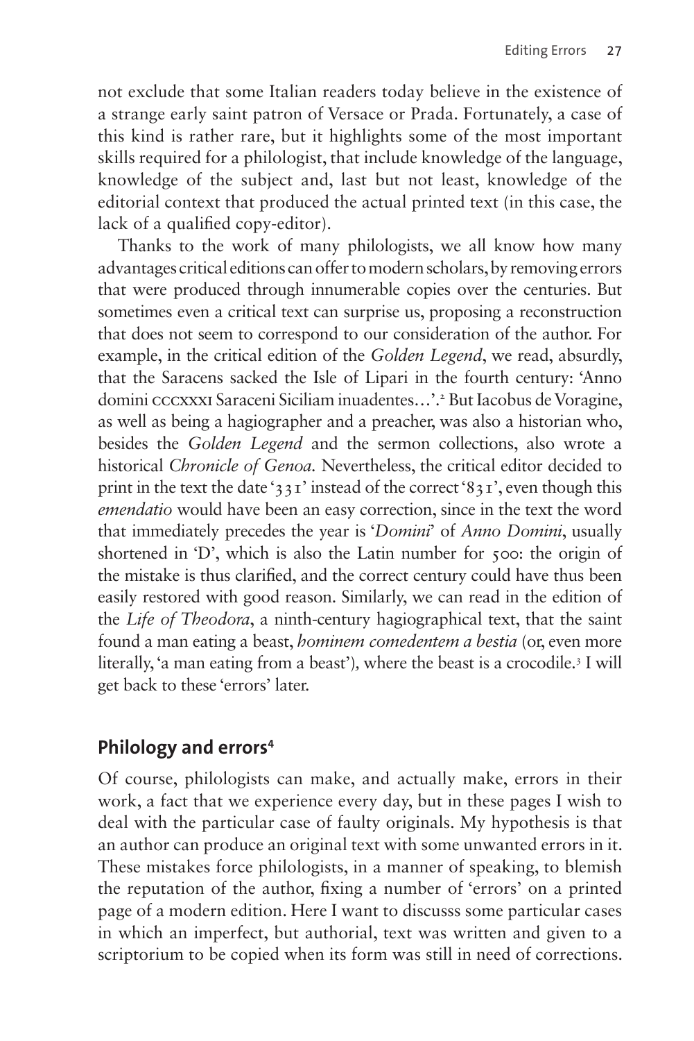not exclude that some Italian readers today believe in the existence of a strange early saint patron of Versace or Prada. Fortunately, a case of this kind is rather rare, but it highlights some of the most important skills required for a philologist, that include knowledge of the language, knowledge of the subject and, last but not least, knowledge of the editorial context that produced the actual printed text (in this case, the lack of a qualified copy-editor).

Thanks to the work of many philologists, we all know how many advantages critical editions can offer to modern scholars, by removing errors that were produced through innumerable copies over the centuries. But sometimes even a critical text can surprise us, proposing a reconstruction that does not seem to correspond to our consideration of the author. For example, in the critical edition of the *Golden Legend*, we read, absurdly, that the Saracens sacked the Isle of Lipari in the fourth century: 'Anno domini cccxxxi Saraceni Siciliam inuadentes…'.[2] But Iacobus de Voragine, as well as being a hagiographer and a preacher, was also a historian who, besides the *Golden Legend* and the sermon collections, also wrote a historical *Chronicle of Genoa.* Nevertheless, the critical editor decided to print in the text the date '331' instead of the correct '831', even though this *emendatio* would have been an easy correction, since in the text the word that immediately precedes the year is '*Domini*' of *Anno Domini*, usually shortened in 'D', which is also the Latin number for 500: the origin of the mistake is thus clarified, and the correct century could have thus been easily restored with good reason. Similarly, we can read in the edition of the *Life of Theodora*, a ninth-century hagiographical text, that the saint found a man eating a beast, *hominem comedentem a bestia* (or, even more literally, 'a man eating from a beast'), where the beast is a crocodile.[3] I will get back to these 'errors' later.

## Philology and errors[4]

Of course, philologists can make, and actually make, errors in their work, a fact that we experience every day, but in these pages I wish to deal with the particular case of faulty originals. My hypothesis is that an author can produce an original text with some unwanted errors in it. These mistakes force philologists, in a manner of speaking, to blemish the reputation of the author, fixing a number of 'errors' on a printed page of a modern edition. Here I want to discusss some particular cases in which an imperfect, but authorial, text was written and given to a scriptorium to be copied when its form was still in need of corrections.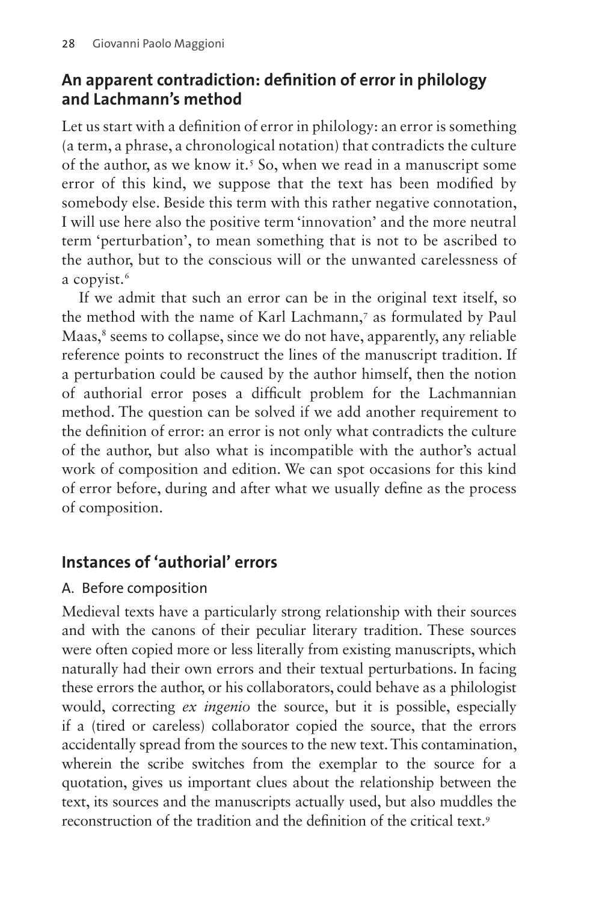## An apparent contradiction: definition of error in philology and Lachmann's method

Let us start with a definition of error in philology: an error is something (a term, a phrase, a chronological notation) that contradicts the culture of the author, as we know it.[5] So, when we read in a manuscript some error of this kind, we suppose that the text has been modified by somebody else. Beside this term with this rather negative connotation, I will use here also the positive term 'innovation' and the more neutral term 'perturbation', to mean something that is not to be ascribed to the author, but to the conscious will or the unwanted carelessness of a copyist.[6]

If we admit that such an error can be in the original text itself, so the method with the name of Karl Lachmann,[7] as formulated by Paul Maas,[8] seems to collapse, since we do not have, apparently, any reliable reference points to reconstruct the lines of the manuscript tradition. If a perturbation could be caused by the author himself, then the notion of authorial error poses a difficult problem for the Lachmannian method. The question can be solved if we add another requirement to the definition of error: an error is not only what contradicts the culture of the author, but also what is incompatible with the author's actual work of composition and edition. We can spot occasions for this kind of error before, during and after what we usually define as the process of composition.

## Instances of 'authorial' errors

### A. Before composition

Medieval texts have a particularly strong relationship with their sources and with the canons of their peculiar literary tradition. These sources were often copied more or less literally from existing manuscripts, which naturally had their own errors and their textual perturbations. In facing these errors the author, or his collaborators, could behave as a philologist would, correcting *ex ingenio* the source, but it is possible, especially if a (tired or careless) collaborator copied the source, that the errors accidentally spread from the sources to the new text. This contamination, wherein the scribe switches from the exemplar to the source for a quotation, gives us important clues about the relationship between the text, its sources and the manuscripts actually used, but also muddles the reconstruction of the tradition and the definition of the critical text.[9]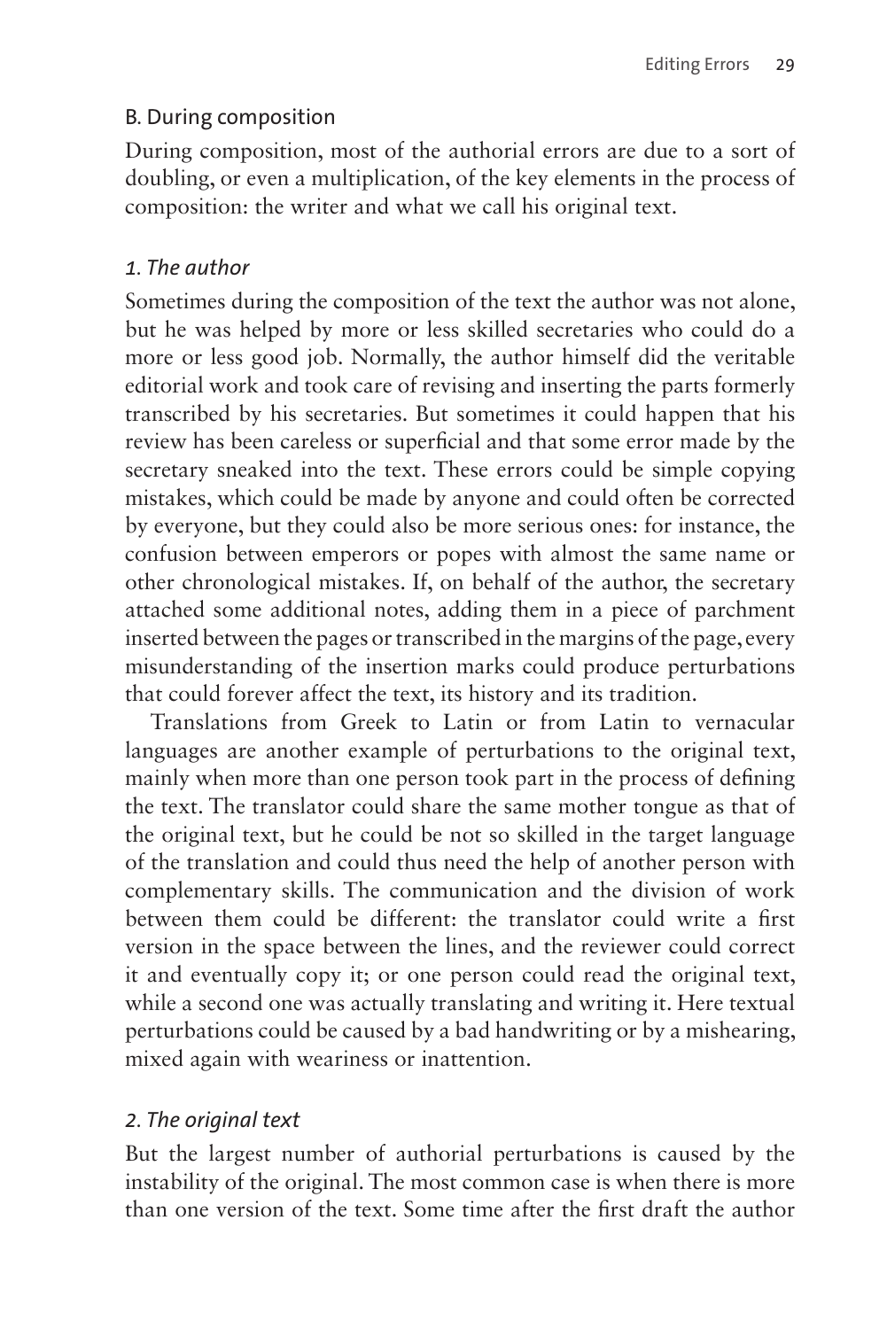### B. During composition

During composition, most of the authorial errors are due to a sort of doubling, or even a multiplication, of the key elements in the process of composition: the writer and what we call his original text.

#### *1. The author*

Sometimes during the composition of the text the author was not alone, but he was helped by more or less skilled secretaries who could do a more or less good job. Normally, the author himself did the veritable editorial work and took care of revising and inserting the parts formerly transcribed by his secretaries. But sometimes it could happen that his review has been careless or superficial and that some error made by the secretary sneaked into the text. These errors could be simple copying mistakes, which could be made by anyone and could often be corrected by everyone, but they could also be more serious ones: for instance, the confusion between emperors or popes with almost the same name or other chronological mistakes. If, on behalf of the author, the secretary attached some additional notes, adding them in a piece of parchment inserted between the pages or transcribed in the margins of the page, every misunderstanding of the insertion marks could produce perturbations that could forever affect the text, its history and its tradition.

Translations from Greek to Latin or from Latin to vernacular languages are another example of perturbations to the original text, mainly when more than one person took part in the process of defining the text. The translator could share the same mother tongue as that of the original text, but he could be not so skilled in the target language of the translation and could thus need the help of another person with complementary skills. The communication and the division of work between them could be different: the translator could write a first version in the space between the lines, and the reviewer could correct it and eventually copy it; or one person could read the original text, while a second one was actually translating and writing it. Here textual perturbations could be caused by a bad handwriting or by a mishearing, mixed again with weariness or inattention.

#### *2. The original text*

But the largest number of authorial perturbations is caused by the instability of the original. The most common case is when there is more than one version of the text. Some time after the first draft the author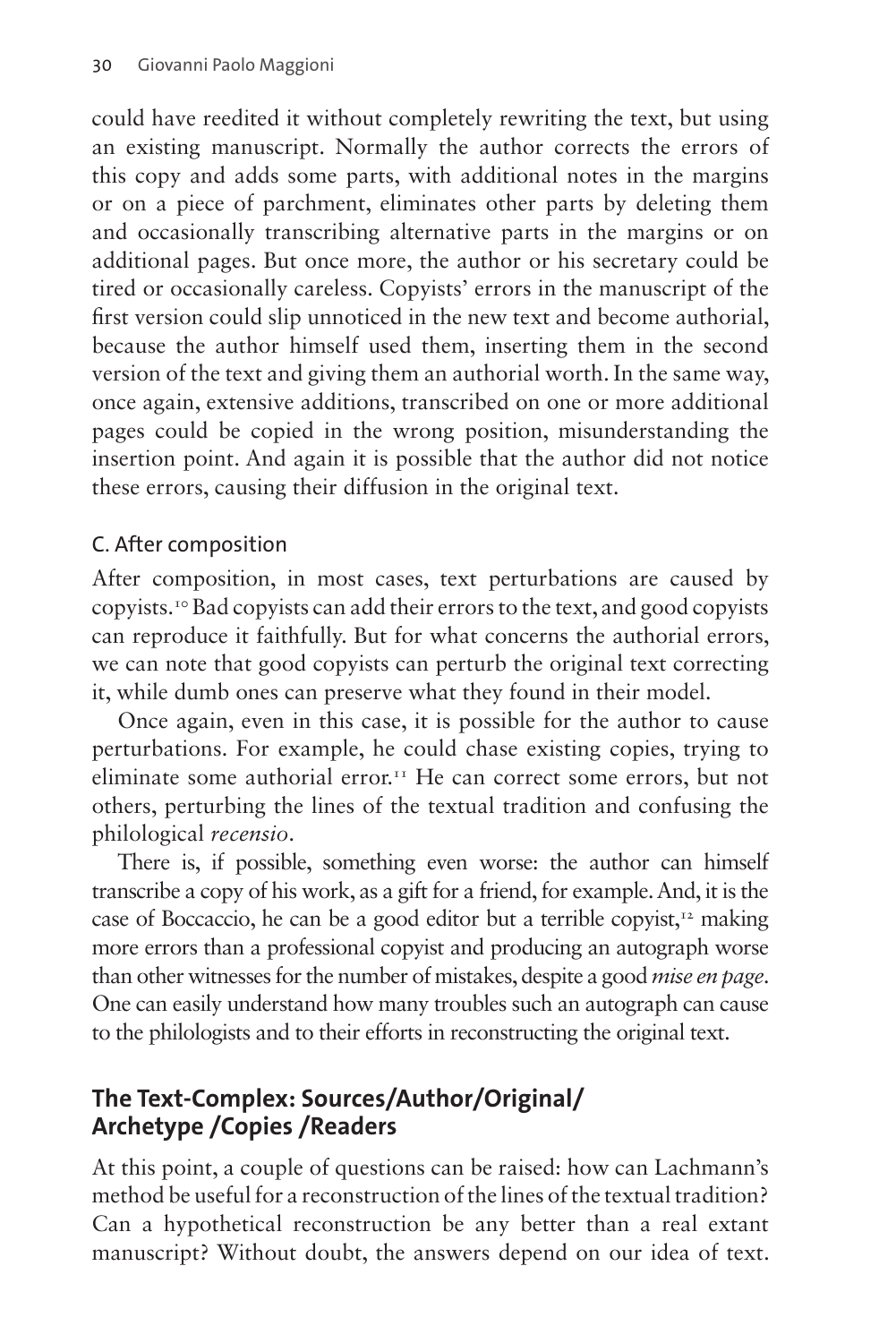could have reedited it without completely rewriting the text, but using an existing manuscript. Normally the author corrects the errors of this copy and adds some parts, with additional notes in the margins or on a piece of parchment, eliminates other parts by deleting them and occasionally transcribing alternative parts in the margins or on additional pages. But once more, the author or his secretary could be tired or occasionally careless. Copyists' errors in the manuscript of the first version could slip unnoticed in the new text and become authorial, because the author himself used them, inserting them in the second version of the text and giving them an authorial worth. In the same way, once again, extensive additions, transcribed on one or more additional pages could be copied in the wrong position, misunderstanding the insertion point. And again it is possible that the author did not notice these errors, causing their diffusion in the original text.

### C. After composition

After composition, in most cases, text perturbations are caused by copyists.[10] Bad copyists can add their errors to the text, and good copyists can reproduce it faithfully. But for what concerns the authorial errors, we can note that good copyists can perturb the original text correcting it, while dumb ones can preserve what they found in their model.

Once again, even in this case, it is possible for the author to cause perturbations. For example, he could chase existing copies, trying to eliminate some authorial error.[11] He can correct some errors, but not others, perturbing the lines of the textual tradition and confusing the philological *recensio*.

There is, if possible, something even worse: the author can himself transcribe a copy of his work, as a gift for a friend, for example. And, it is the case of Boccaccio, he can be a good editor but a terrible copyist,[12] making more errors than a professional copyist and producing an autograph worse than other witnesses for the number of mistakes, despite a good *mise en page*. One can easily understand how many troubles such an autograph can cause to the philologists and to their efforts in reconstructing the original text.

## The Text-Complex: Sources/Author/Original/Archetype /Copies /Readers

At this point, a couple of questions can be raised: how can Lachmann's method be useful for a reconstruction of the lines of the textual tradition? Can a hypothetical reconstruction be any better than a real extant manuscript? Without doubt, the answers depend on our idea of text.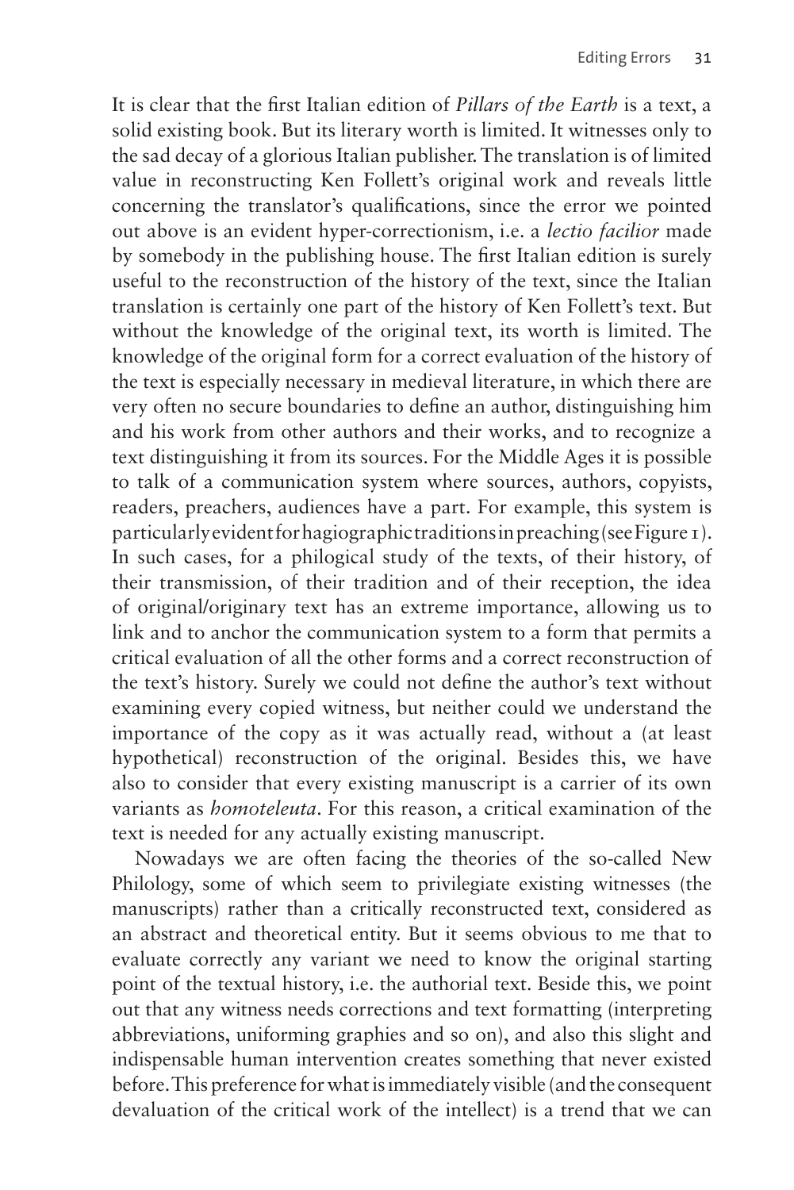It is clear that the first Italian edition of *Pillars of the Earth* is a text, a solid existing book. But its literary worth is limited. It witnesses only to the sad decay of a glorious Italian publisher. The translation is of limited value in reconstructing Ken Follett's original work and reveals little concerning the translator's qualifications, since the error we pointed out above is an evident hyper-correctionism, i.e. a *lectio facilior* made by somebody in the publishing house. The first Italian edition is surely useful to the reconstruction of the history of the text, since the Italian translation is certainly one part of the history of Ken Follett's text. But without the knowledge of the original text, its worth is limited. The knowledge of the original form for a correct evaluation of the history of the text is especially necessary in medieval literature, in which there are very often no secure boundaries to define an author, distinguishing him and his work from other authors and their works, and to recognize a text distinguishing it from its sources. For the Middle Ages it is possible to talk of a communication system where sources, authors, copyists, readers, preachers, audiences have a part. For example, this system is particularly evident for hagiographic traditions in preaching (see Figure 1). In such cases, for a philogical study of the texts, of their history, of their transmission, of their tradition and of their reception, the idea of original/originary text has an extreme importance, allowing us to link and to anchor the communication system to a form that permits a critical evaluation of all the other forms and a correct reconstruction of the text's history. Surely we could not define the author's text without examining every copied witness, but neither could we understand the importance of the copy as it was actually read, without a (at least hypothetical) reconstruction of the original. Besides this, we have also to consider that every existing manuscript is a carrier of its own variants as *homoteleuta*. For this reason, a critical examination of the text is needed for any actually existing manuscript.

Nowadays we are often facing the theories of the so-called New Philology, some of which seem to privilegiate existing witnesses (the manuscripts) rather than a critically reconstructed text, considered as an abstract and theoretical entity. But it seems obvious to me that to evaluate correctly any variant we need to know the original starting point of the textual history, i.e. the authorial text. Beside this, we point out that any witness needs corrections and text formatting (interpreting abbreviations, uniforming graphies and so on), and also this slight and indispensable human intervention creates something that never existed before. This preference for what is immediately visible (and the consequent devaluation of the critical work of the intellect) is a trend that we can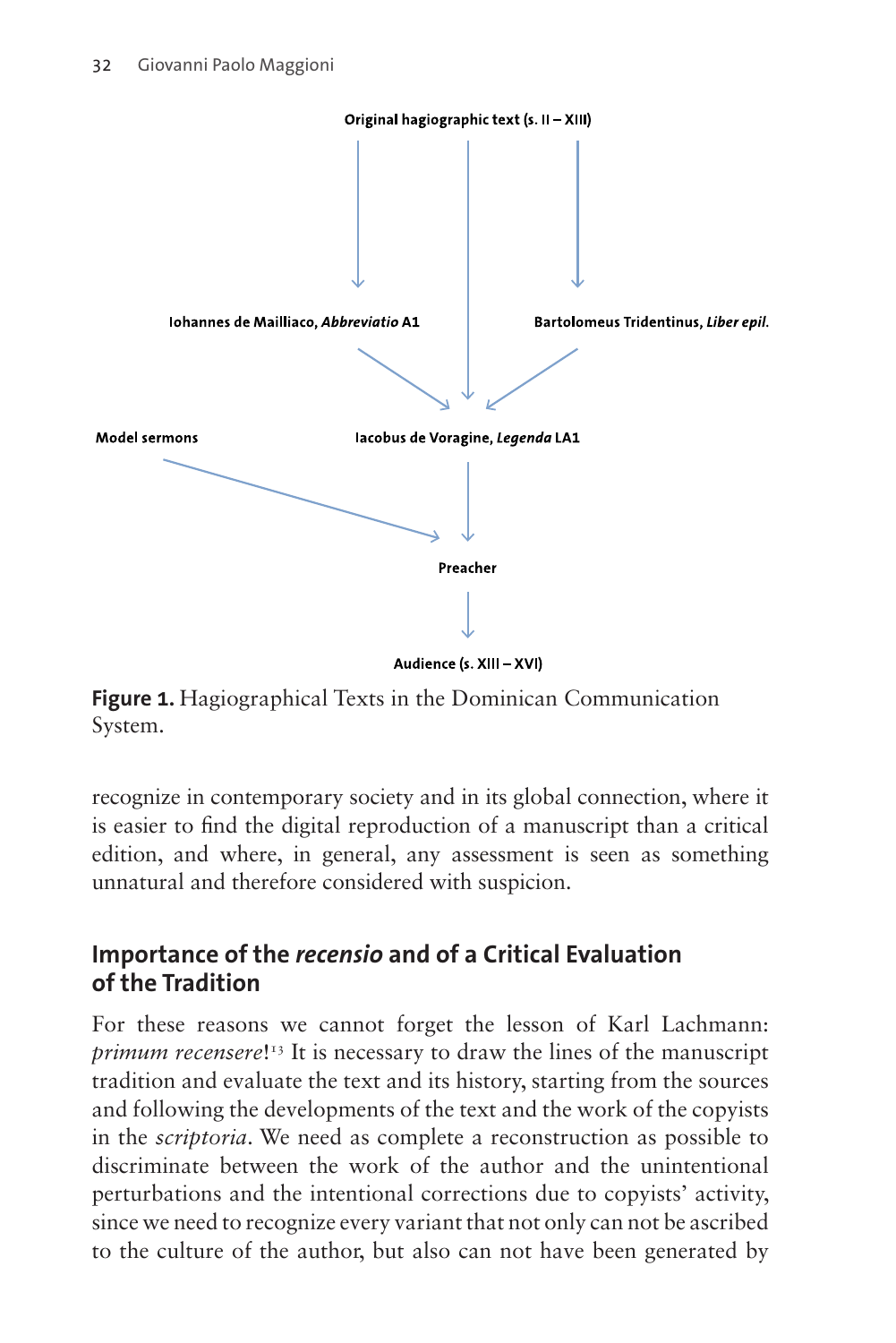Original hagiographic text (s. II – XIII)

Iohannes de Mailliaco, *Abbreviatio* A1

Bartolomeus Tridentinus, *Liber epil.*

Model sermons

Iacobus de Voragine, *Legenda* LA1

Preacher

Audience (s. XIII – XVI)

**Figure 1.** Hagiographical Texts in the Dominican Communication System.

recognize in contemporary society and in its global connection, where it is easier to find the digital reproduction of a manuscript than a critical edition, and where, in general, any assessment is seen as something unnatural and therefore considered with suspicion.

## Importance of the *recensio* and of a Critical Evaluation of the Tradition

For these reasons we cannot forget the lesson of Karl Lachmann: *primum recensere*![13] It is necessary to draw the lines of the manuscript tradition and evaluate the text and its history, starting from the sources and following the developments of the text and the work of the copyists in the *scriptoria*. We need as complete a reconstruction as possible to discriminate between the work of the author and the unintentional perturbations and the intentional corrections due to copyists' activity, since we need to recognize every variant that not only can not be ascribed to the culture of the author, but also can not have been generated by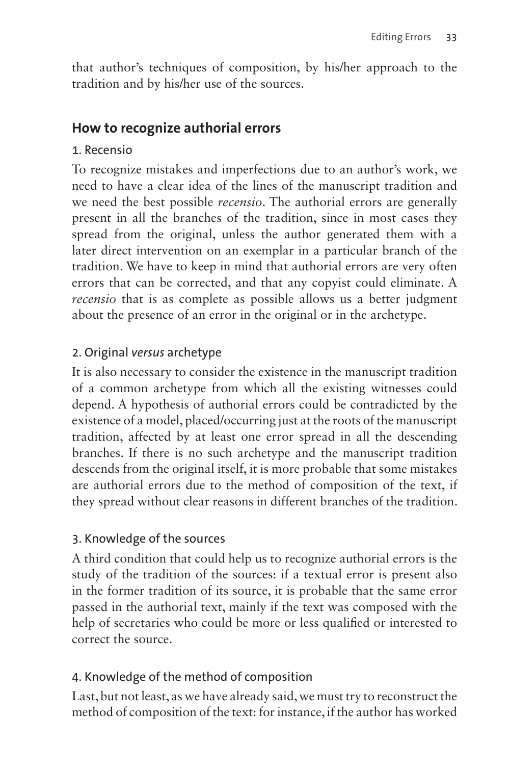that author's techniques of composition, by his/her approach to the tradition and by his/her use of the sources.

## How to recognize authorial errors

### 1. Recensio

To recognize mistakes and imperfections due to an author's work, we need to have a clear idea of the lines of the manuscript tradition and we need the best possible *recensio*. The authorial errors are generally present in all the branches of the tradition, since in most cases they spread from the original, unless the author generated them with a later direct intervention on an exemplar in a particular branch of the tradition. We have to keep in mind that authorial errors are very often errors that can be corrected, and that any copyist could eliminate. A *recensio* that is as complete as possible allows us a better judgment about the presence of an error in the original or in the archetype.

### 2. Original *versus* archetype

It is also necessary to consider the existence in the manuscript tradition of a common archetype from which all the existing witnesses could depend. A hypothesis of authorial errors could be contradicted by the existence of a model, placed/occurring just at the roots of the manuscript tradition, affected by at least one error spread in all the descending branches. If there is no such archetype and the manuscript tradition descends from the original itself, it is more probable that some mistakes are authorial errors due to the method of composition of the text, if they spread without clear reasons in different branches of the tradition.

### 3. Knowledge of the sources

A third condition that could help us to recognize authorial errors is the study of the tradition of the sources: if a textual error is present also in the former tradition of its source, it is probable that the same error passed in the authorial text, mainly if the text was composed with the help of secretaries who could be more or less qualified or interested to correct the source.

### 4. Knowledge of the method of composition

Last, but not least, as we have already said, we must try to reconstruct the method of composition of the text: for instance, if the author has worked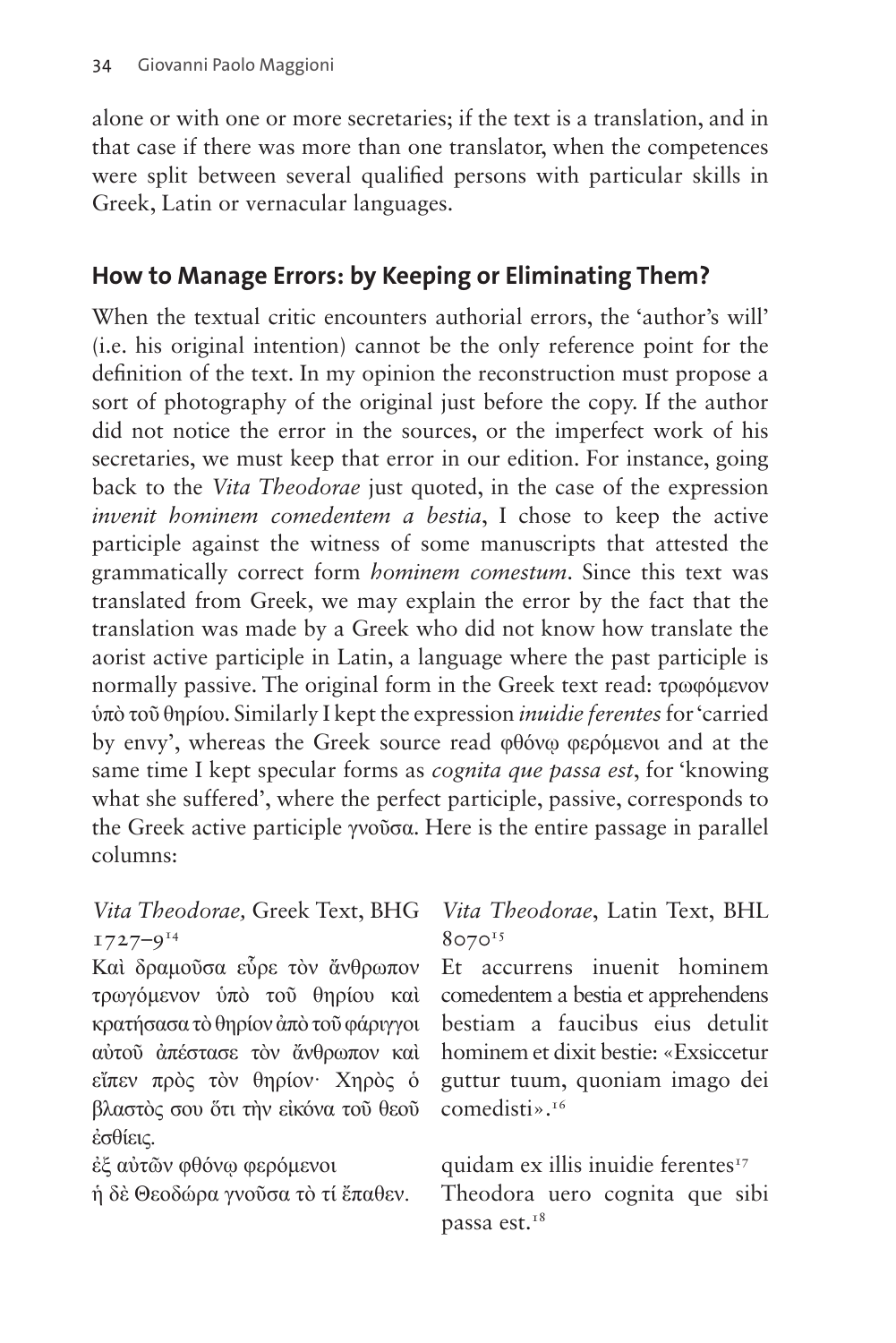alone or with one or more secretaries; if the text is a translation, and in that case if there was more than one translator, when the competences were split between several qualified persons with particular skills in Greek, Latin or vernacular languages.

## How to Manage Errors: by Keeping or Eliminating Them?

When the textual critic encounters authorial errors, the 'author's will' (i.e. his original intention) cannot be the only reference point for the definition of the text. In my opinion the reconstruction must propose a sort of photography of the original just before the copy. If the author did not notice the error in the sources, or the imperfect work of his secretaries, we must keep that error in our edition. For instance, going back to the *Vita Theodorae* just quoted, in the case of the expression *invenit hominem comedentem a bestia*, I chose to keep the active participle against the witness of some manuscripts that attested the grammatically correct form *hominem comestum*. Since this text was translated from Greek, we may explain the error by the fact that the translation was made by a Greek who did not know how translate the aorist active participle in Latin, a language where the past participle is normally passive. The original form in the Greek text read: τρωφόμενον ὑπὸ τοῦ θηρίου. Similarly I kept the expression *inuidie ferentes* for 'carried by envy', whereas the Greek source read φθόνῳ φερόμενοι and at the same time I kept specular forms as *cognita que passa est*, for 'knowing what she suffered', where the perfect participle, passive, corresponds to the Greek active participle γνοῦσα. Here is the entire passage in parallel columns:

| *Vita Theodorae,* Greek Text, BHG 1727–9[14] | *Vita Theodorae*, Latin Text, BHL 8070[15] |
| --- | --- |
| Καὶ δραμοῦσα εὗρε τὸν ἄνθρωπον τρωγόμενον ὑπὸ τοῦ θηρίου καὶ κρατήσασα τὸ θηρίον ἀπὸ τοῦ φάριγγοι αὐτοῦ ἀπέστασε τὸν ἄνθρωπον καὶ εἶπεν πρὸς τὸν θηρίον· Χηρὸς ὁ βλαστὸς σου ὅτι τὴν εἰκόνα τοῦ θεοῦ ἐσθίεις. | Et accurrens inuenit hominem comedentem a bestia et apprehendens bestiam a faucibus eius detulit hominem et dixit bestie: «Exsiccetur guttur tuum, quoniam imago dei comedisti».[16] |
| ἐξ αὐτῶν φθόνῳ φερόμενοι | quidam ex illis inuidie ferentes[17] |
| ἡ δὲ Θεοδώρα γνοῦσα τὸ τί ἔπαθεν. | Theodora uero cognita que sibi passa est.[18] |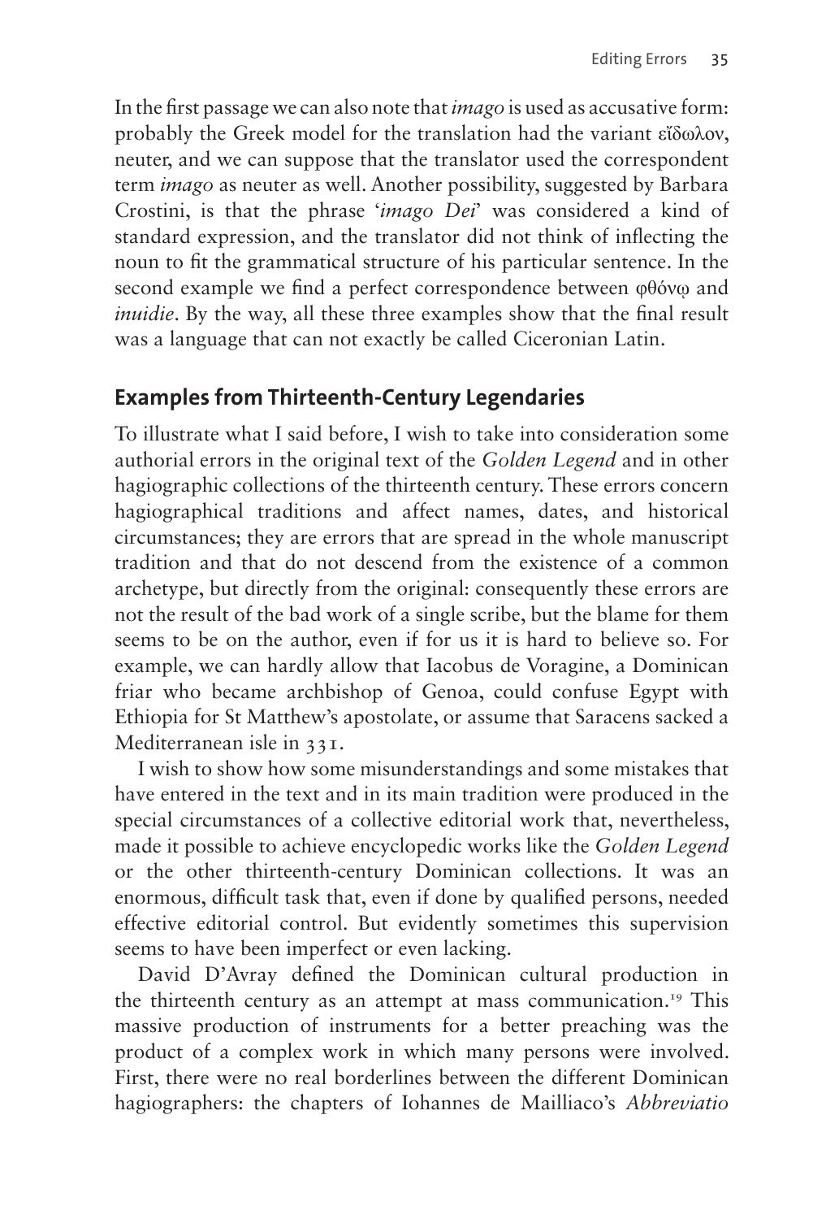In the first passage we can also note that *imago* is used as accusative form: probably the Greek model for the translation had the variant εἴδωλον, neuter, and we can suppose that the translator used the correspondent term *imago* as neuter as well. Another possibility, suggested by Barbara Crostini, is that the phrase '*imago Dei*' was considered a kind of standard expression, and the translator did not think of inflecting the noun to fit the grammatical structure of his particular sentence. In the second example we find a perfect correspondence between φθόνῳ and *inuidie*. By the way, all these three examples show that the final result was a language that can not exactly be called Ciceronian Latin.

## Examples from Thirteenth-Century Legendaries

To illustrate what I said before, I wish to take into consideration some authorial errors in the original text of the *Golden Legend* and in other hagiographic collections of the thirteenth century. These errors concern hagiographical traditions and affect names, dates, and historical circumstances; they are errors that are spread in the whole manuscript tradition and that do not descend from the existence of a common archetype, but directly from the original: consequently these errors are not the result of the bad work of a single scribe, but the blame for them seems to be on the author, even if for us it is hard to believe so. For example, we can hardly allow that Iacobus de Voragine, a Dominican friar who became archbishop of Genoa, could confuse Egypt with Ethiopia for St Matthew's apostolate, or assume that Saracens sacked a Mediterranean isle in 331.

I wish to show how some misunderstandings and some mistakes that have entered in the text and in its main tradition were produced in the special circumstances of a collective editorial work that, nevertheless, made it possible to achieve encyclopedic works like the *Golden Legend* or the other thirteenth-century Dominican collections. It was an enormous, difficult task that, even if done by qualified persons, needed effective editorial control. But evidently sometimes this supervision seems to have been imperfect or even lacking.

David D'Avray defined the Dominican cultural production in the thirteenth century as an attempt at mass communication.[19] This massive production of instruments for a better preaching was the product of a complex work in which many persons were involved. First, there were no real borderlines between the different Dominican hagiographers: the chapters of Iohannes de Mailliaco's *Abbreviatio*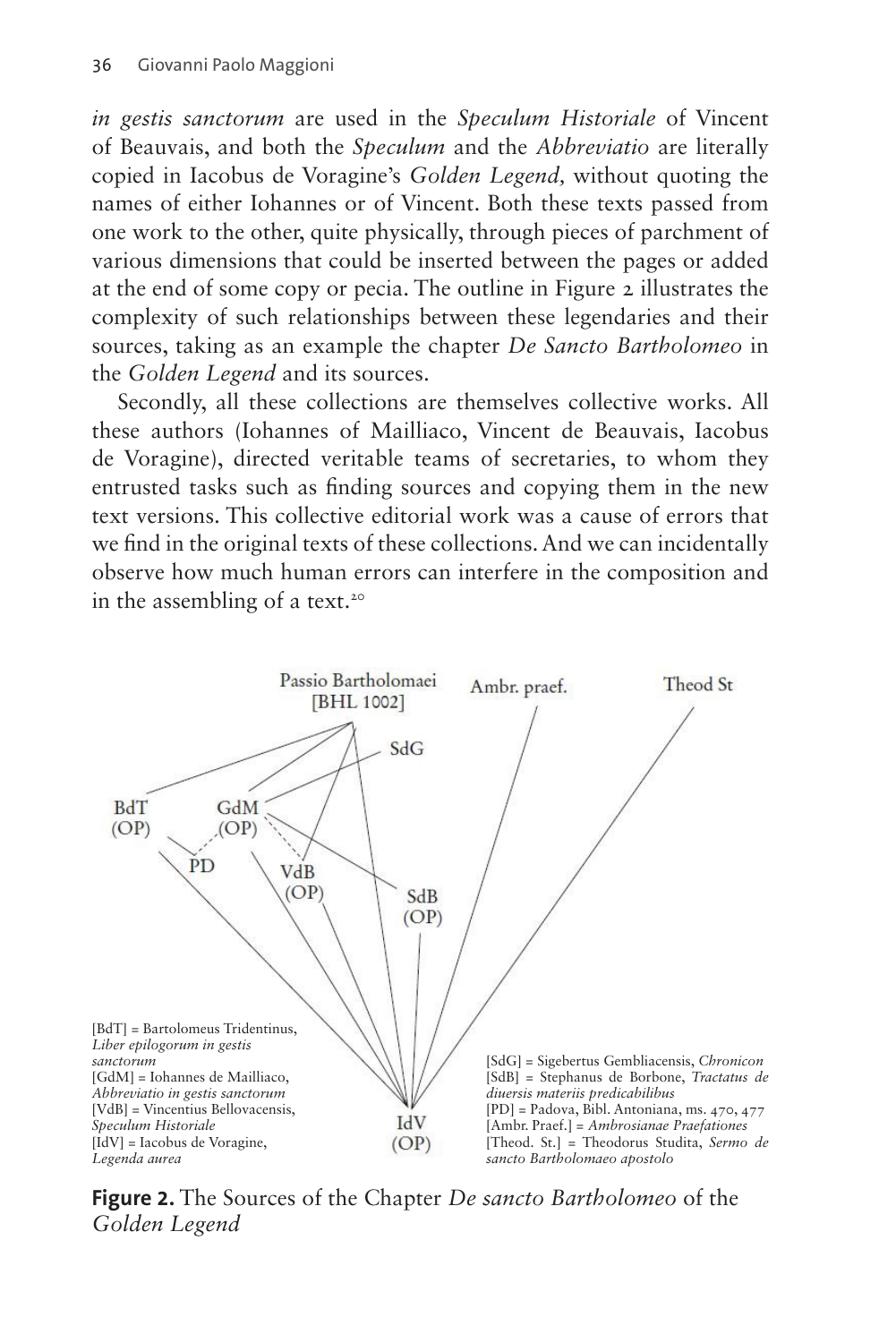*in gestis sanctorum* are used in the *Speculum Historiale* of Vincent of Beauvais, and both the *Speculum* and the *Abbreviatio* are literally copied in Iacobus de Voragine's *Golden Legend,* without quoting the names of either Iohannes or of Vincent. Both these texts passed from one work to the other, quite physically, through pieces of parchment of various dimensions that could be inserted between the pages or added at the end of some copy or pecia. The outline in Figure 2 illustrates the complexity of such relationships between these legendaries and their sources, taking as an example the chapter *De Sancto Bartholomeo* in the *Golden Legend* and its sources.

Secondly, all these collections are themselves collective works. All these authors (Iohannes of Mailliaco, Vincent de Beauvais, Iacobus de Voragine), directed veritable teams of secretaries, to whom they entrusted tasks such as finding sources and copying them in the new text versions. This collective editorial work was a cause of errors that we find in the original texts of these collections. And we can incidentally observe how much human errors can interfere in the composition and in the assembling of a text.[20]

Passio Bartholomaei [BHL 1002] — Ambr. praef. — Theod St

SdG

BdT (OP) — GdM (OP)

PD — VdB (OP) — SdB (OP)

IdV (OP)

[BdT] = Bartolomeus Tridentinus, *Liber epilogorum in gestis sanctorum*
[GdM] = Iohannes de Mailliaco, *Abbreviatio in gestis sanctorum*
[VdB] = Vincentius Bellovacensis, *Speculum Historiale*
[IdV] = Iacobus de Voragine, *Legenda aurea*

[SdG] = Sigebertus Gembliacensis, *Chronicon*
[SdB] = Stephanus de Borbone, *Tractatus de diuersis materiis predicabilibus*
[PD] = Padova, Bibl. Antoniana, ms. 470, 477
[Ambr. Praef.] = *Ambrosianae Praefationes*
[Theod. St.] = Theodorus Studita, *Sermo de sancto Bartholomaeo apostolo*

**Figure 2.** The Sources of the Chapter *De sancto Bartholomeo* of the *Golden Legend*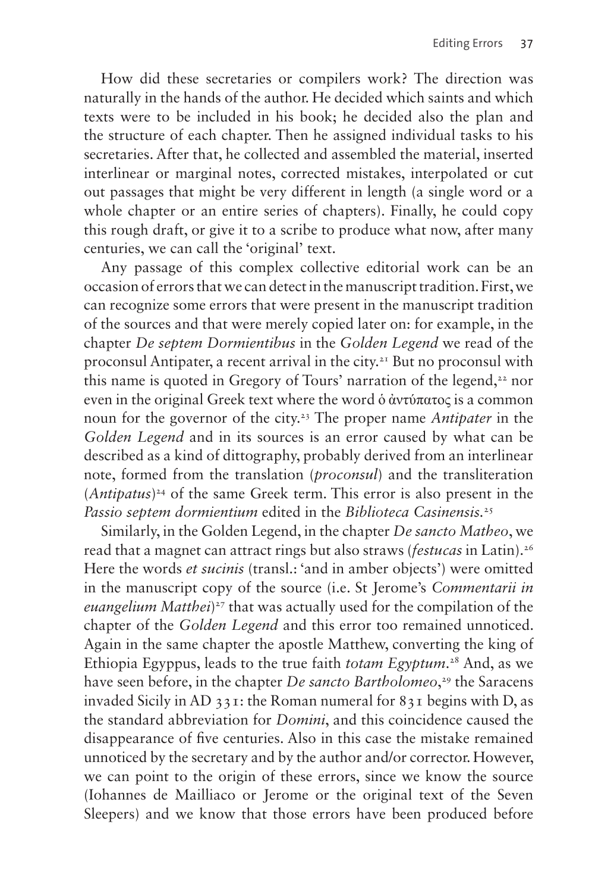How did these secretaries or compilers work? The direction was naturally in the hands of the author. He decided which saints and which texts were to be included in his book; he decided also the plan and the structure of each chapter. Then he assigned individual tasks to his secretaries. After that, he collected and assembled the material, inserted interlinear or marginal notes, corrected mistakes, interpolated or cut out passages that might be very different in length (a single word or a whole chapter or an entire series of chapters). Finally, he could copy this rough draft, or give it to a scribe to produce what now, after many centuries, we can call the 'original' text.

Any passage of this complex collective editorial work can be an occasion of errors that we can detect in the manuscript tradition. First, we can recognize some errors that were present in the manuscript tradition of the sources and that were merely copied later on: for example, in the chapter *De septem Dormientibus* in the *Golden Legend* we read of the proconsul Antipater, a recent arrival in the city.[21] But no proconsul with this name is quoted in Gregory of Tours' narration of the legend,[22] nor even in the original Greek text where the word ὁ ἀντύπατος is a common noun for the governor of the city.[23] The proper name *Antipater* in the *Golden Legend* and in its sources is an error caused by what can be described as a kind of dittography, probably derived from an interlinear note, formed from the translation (*proconsul*) and the transliteration (*Antipatus*)[24] of the same Greek term. This error is also present in the *Passio septem dormientium* edited in the *Biblioteca Casinensis*.[25]

Similarly, in the Golden Legend, in the chapter *De sancto Matheo*, we read that a magnet can attract rings but also straws (*festucas* in Latin).[26] Here the words *et sucinis* (transl.: 'and in amber objects') were omitted in the manuscript copy of the source (i.e. St Jerome's *Commentarii in euangelium Matthei*)[27] that was actually used for the compilation of the chapter of the *Golden Legend* and this error too remained unnoticed. Again in the same chapter the apostle Matthew, converting the king of Ethiopia Egyppus, leads to the true faith *totam Egyptum*.[28] And, as we have seen before, in the chapter *De sancto Bartholomeo*,[29] the Saracens invaded Sicily in AD 331: the Roman numeral for 831 begins with D, as the standard abbreviation for *Domini*, and this coincidence caused the disappearance of five centuries. Also in this case the mistake remained unnoticed by the secretary and by the author and/or corrector. However, we can point to the origin of these errors, since we know the source (Iohannes de Mailliaco or Jerome or the original text of the Seven Sleepers) and we know that those errors have been produced before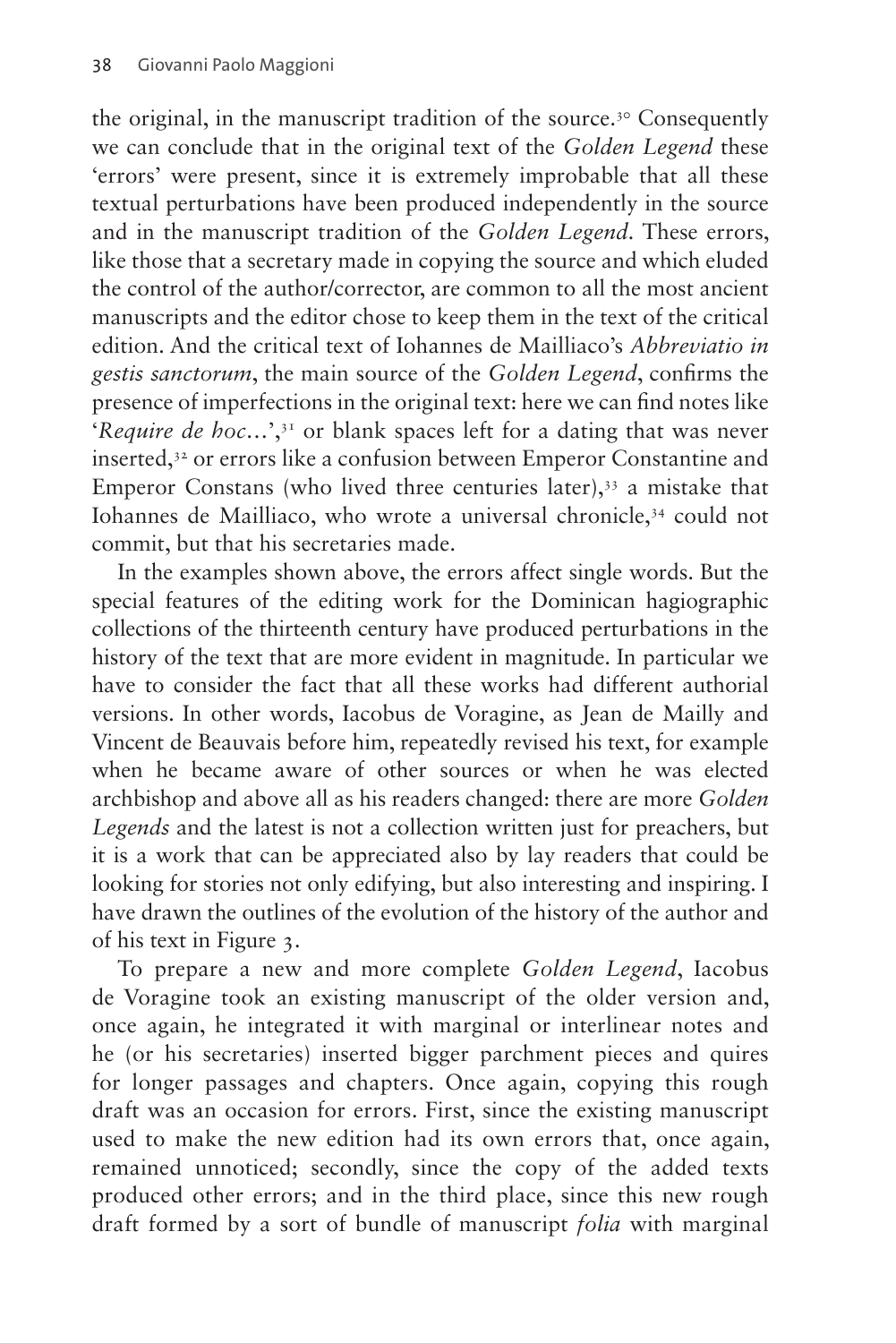the original, in the manuscript tradition of the source.[30] Consequently we can conclude that in the original text of the *Golden Legend* these 'errors' were present, since it is extremely improbable that all these textual perturbations have been produced independently in the source and in the manuscript tradition of the *Golden Legend*. These errors, like those that a secretary made in copying the source and which eluded the control of the author/corrector, are common to all the most ancient manuscripts and the editor chose to keep them in the text of the critical edition. And the critical text of Iohannes de Mailliaco's *Abbreviatio in gestis sanctorum*, the main source of the *Golden Legend*, confirms the presence of imperfections in the original text: here we can find notes like '*Require de hoc…*',[31] or blank spaces left for a dating that was never inserted,[32] or errors like a confusion between Emperor Constantine and Emperor Constans (who lived three centuries later),[33] a mistake that Iohannes de Mailliaco, who wrote a universal chronicle,[34] could not commit, but that his secretaries made.

In the examples shown above, the errors affect single words. But the special features of the editing work for the Dominican hagiographic collections of the thirteenth century have produced perturbations in the history of the text that are more evident in magnitude. In particular we have to consider the fact that all these works had different authorial versions. In other words, Iacobus de Voragine, as Jean de Mailly and Vincent de Beauvais before him, repeatedly revised his text, for example when he became aware of other sources or when he was elected archbishop and above all as his readers changed: there are more *Golden Legends* and the latest is not a collection written just for preachers, but it is a work that can be appreciated also by lay readers that could be looking for stories not only edifying, but also interesting and inspiring. I have drawn the outlines of the evolution of the history of the author and of his text in Figure 3.

To prepare a new and more complete *Golden Legend*, Iacobus de Voragine took an existing manuscript of the older version and, once again, he integrated it with marginal or interlinear notes and he (or his secretaries) inserted bigger parchment pieces and quires for longer passages and chapters. Once again, copying this rough draft was an occasion for errors. First, since the existing manuscript used to make the new edition had its own errors that, once again, remained unnoticed; secondly, since the copy of the added texts produced other errors; and in the third place, since this new rough draft formed by a sort of bundle of manuscript *folia* with marginal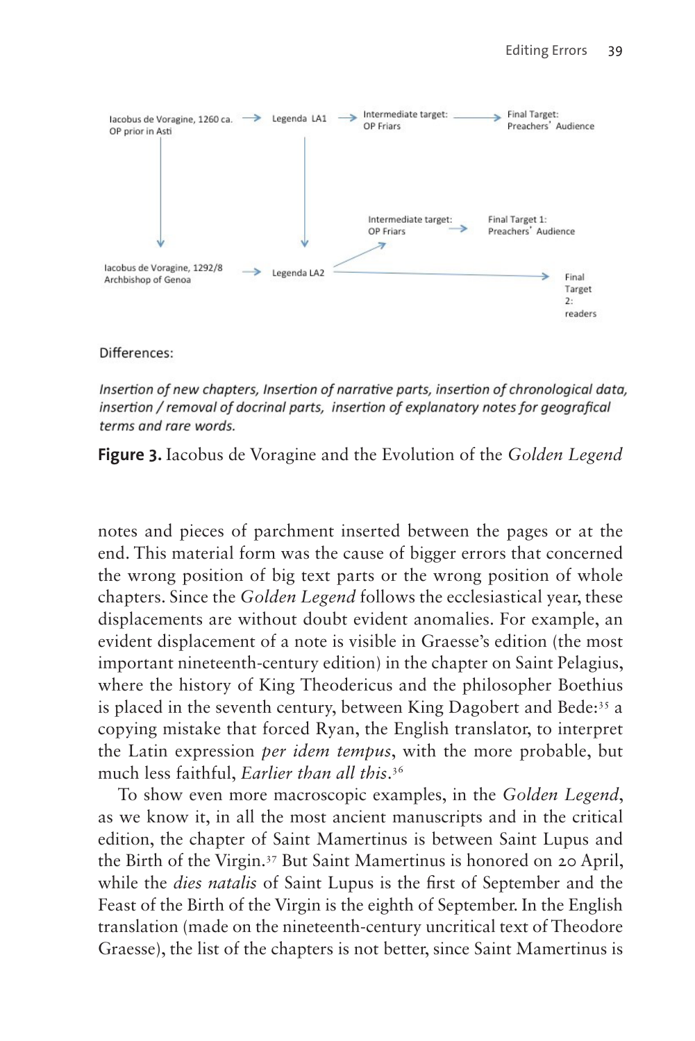Iacobus de Voragine, 1260 ca. OP prior in Asti → Legenda LA1 → Intermediate target: OP Friars → Final Target: Preachers' Audience

Iacobus de Voragine, 1292/8 Archbishop of Genoa → Legenda LA2 → Intermediate target: OP Friars → Final Target 1: Preachers' Audience

Legenda LA2 → Final Target 2: readers

Differences:

*Insertion of new chapters, Insertion of narrative parts, insertion of chronological data, insertion / removal of docrinal parts, insertion of explanatory notes for geografical terms and rare words.*

**Figure 3.** Iacobus de Voragine and the Evolution of the *Golden Legend*

notes and pieces of parchment inserted between the pages or at the end. This material form was the cause of bigger errors that concerned the wrong position of big text parts or the wrong position of whole chapters. Since the *Golden Legend* follows the ecclesiastical year, these displacements are without doubt evident anomalies. For example, an evident displacement of a note is visible in Graesse's edition (the most important nineteenth-century edition) in the chapter on Saint Pelagius, where the history of King Theodericus and the philosopher Boethius is placed in the seventh century, between King Dagobert and Bede:[35] a copying mistake that forced Ryan, the English translator, to interpret the Latin expression *per idem tempus*, with the more probable, but much less faithful, *Earlier than all this*.[36]

To show even more macroscopic examples, in the *Golden Legend*, as we know it, in all the most ancient manuscripts and in the critical edition, the chapter of Saint Mamertinus is between Saint Lupus and the Birth of the Virgin.[37] But Saint Mamertinus is honored on 20 April, while the *dies natalis* of Saint Lupus is the first of September and the Feast of the Birth of the Virgin is the eighth of September. In the English translation (made on the nineteenth-century uncritical text of Theodore Graesse), the list of the chapters is not better, since Saint Mamertinus is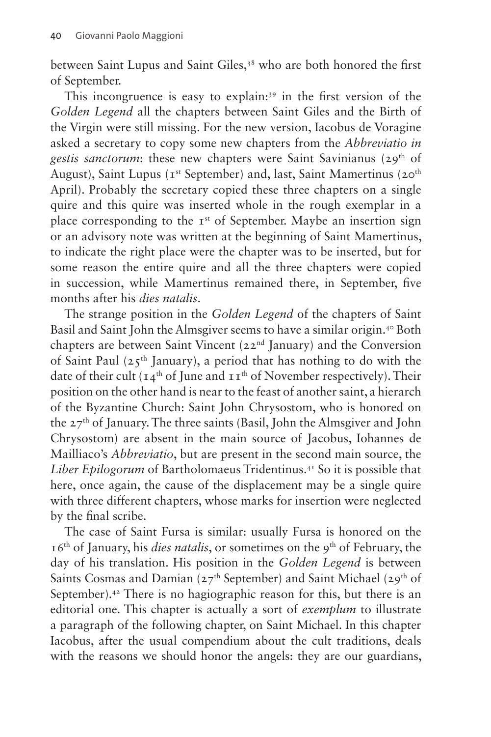between Saint Lupus and Saint Giles,[38] who are both honored the first of September.

This incongruence is easy to explain:[39] in the first version of the *Golden Legend* all the chapters between Saint Giles and the Birth of the Virgin were still missing. For the new version, Iacobus de Voragine asked a secretary to copy some new chapters from the *Abbreviatio in gestis sanctorum*: these new chapters were Saint Savinianus (29th of August), Saint Lupus (1st September) and, last, Saint Mamertinus (20th April). Probably the secretary copied these three chapters on a single quire and this quire was inserted whole in the rough exemplar in a place corresponding to the 1st of September. Maybe an insertion sign or an advisory note was written at the beginning of Saint Mamertinus, to indicate the right place were the chapter was to be inserted, but for some reason the entire quire and all the three chapters were copied in succession, while Mamertinus remained there, in September, five months after his *dies natalis*.

The strange position in the *Golden Legend* of the chapters of Saint Basil and Saint John the Almsgiver seems to have a similar origin.[40] Both chapters are between Saint Vincent (22nd January) and the Conversion of Saint Paul (25th January), a period that has nothing to do with the date of their cult (14th of June and 11th of November respectively). Their position on the other hand is near to the feast of another saint, a hierarch of the Byzantine Church: Saint John Chrysostom, who is honored on the 27th of January. The three saints (Basil, John the Almsgiver and John Chrysostom) are absent in the main source of Jacobus, Iohannes de Mailliaco's *Abbreviatio*, but are present in the second main source, the *Liber Epilogorum* of Bartholomaeus Tridentinus.[41] So it is possible that here, once again, the cause of the displacement may be a single quire with three different chapters, whose marks for insertion were neglected by the final scribe.

The case of Saint Fursa is similar: usually Fursa is honored on the 16th of January, his *dies natalis*, or sometimes on the 9th of February, the day of his translation. His position in the *Golden Legend* is between Saints Cosmas and Damian (27th September) and Saint Michael (29th of September).[42] There is no hagiographic reason for this, but there is an editorial one. This chapter is actually a sort of *exemplum* to illustrate a paragraph of the following chapter, on Saint Michael. In this chapter Iacobus, after the usual compendium about the cult traditions, deals with the reasons we should honor the angels: they are our guardians,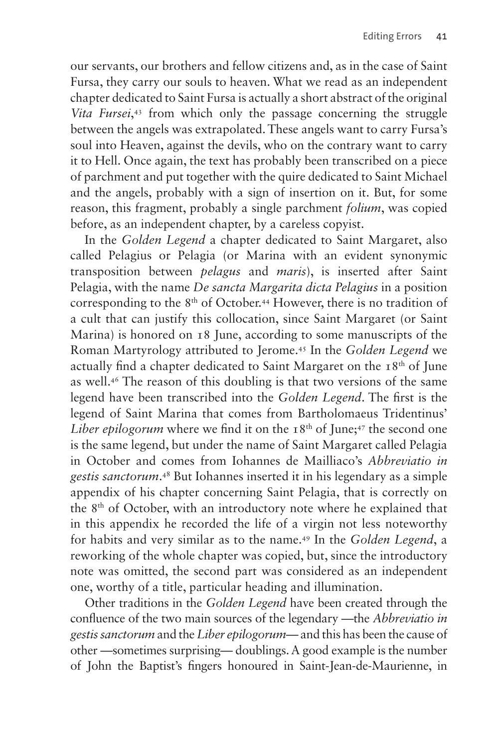our servants, our brothers and fellow citizens and, as in the case of Saint Fursa, they carry our souls to heaven. What we read as an independent chapter dedicated to Saint Fursa is actually a short abstract of the original *Vita Fursei*,[43] from which only the passage concerning the struggle between the angels was extrapolated. These angels want to carry Fursa's soul into Heaven, against the devils, who on the contrary want to carry it to Hell. Once again, the text has probably been transcribed on a piece of parchment and put together with the quire dedicated to Saint Michael and the angels, probably with a sign of insertion on it. But, for some reason, this fragment, probably a single parchment *folium*, was copied before, as an independent chapter, by a careless copyist.

In the *Golden Legend* a chapter dedicated to Saint Margaret, also called Pelagius or Pelagia (or Marina with an evident synonymic transposition between *pelagus* and *maris*), is inserted after Saint Pelagia, with the name *De sancta Margarita dicta Pelagius* in a position corresponding to the 8th of October.[44] However, there is no tradition of a cult that can justify this collocation, since Saint Margaret (or Saint Marina) is honored on 18 June, according to some manuscripts of the Roman Martyrology attributed to Jerome.[45] In the *Golden Legend* we actually find a chapter dedicated to Saint Margaret on the 18th of June as well.[46] The reason of this doubling is that two versions of the same legend have been transcribed into the *Golden Legend*. The first is the legend of Saint Marina that comes from Bartholomaeus Tridentinus' *Liber epilogorum* where we find it on the 18th of June;[47] the second one is the same legend, but under the name of Saint Margaret called Pelagia in October and comes from Iohannes de Mailliaco's *Abbreviatio in gestis sanctorum*.[48] But Iohannes inserted it in his legendary as a simple appendix of his chapter concerning Saint Pelagia, that is correctly on the 8th of October, with an introductory note where he explained that in this appendix he recorded the life of a virgin not less noteworthy for habits and very similar as to the name.[49] In the *Golden Legend*, a reworking of the whole chapter was copied, but, since the introductory note was omitted, the second part was considered as an independent one, worthy of a title, particular heading and illumination.

Other traditions in the *Golden Legend* have been created through the confluence of the two main sources of the legendary —the *Abbreviatio in gestis sanctorum* and the *Liber epilogorum*— and this has been the cause of other —sometimes surprising— doublings. A good example is the number of John the Baptist's fingers honoured in Saint-Jean-de-Maurienne, in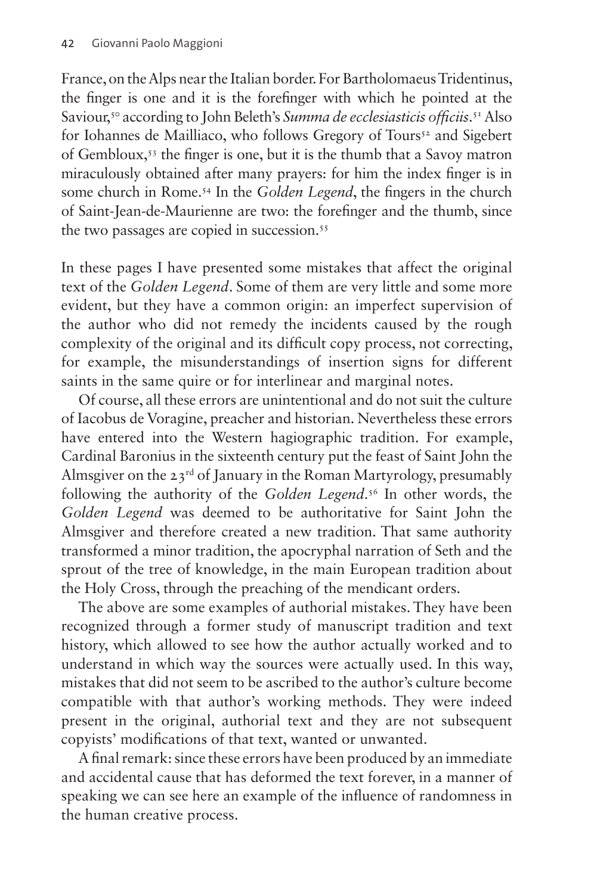France, on the Alps near the Italian border. For Bartholomaeus Tridentinus, the finger is one and it is the forefinger with which he pointed at the Saviour,[50] according to John Beleth's *Summa de ecclesiasticis officiis*.[51] Also for Iohannes de Mailliaco, who follows Gregory of Tours[52] and Sigebert of Gembloux,[53] the finger is one, but it is the thumb that a Savoy matron miraculously obtained after many prayers: for him the index finger is in some church in Rome.[54] In the *Golden Legend*, the fingers in the church of Saint-Jean-de-Maurienne are two: the forefinger and the thumb, since the two passages are copied in succession.[55]

In these pages I have presented some mistakes that affect the original text of the *Golden Legend*. Some of them are very little and some more evident, but they have a common origin: an imperfect supervision of the author who did not remedy the incidents caused by the rough complexity of the original and its difficult copy process, not correcting, for example, the misunderstandings of insertion signs for different saints in the same quire or for interlinear and marginal notes.

Of course, all these errors are unintentional and do not suit the culture of Iacobus de Voragine, preacher and historian. Nevertheless these errors have entered into the Western hagiographic tradition. For example, Cardinal Baronius in the sixteenth century put the feast of Saint John the Almsgiver on the 23rd of January in the Roman Martyrology, presumably following the authority of the *Golden Legend*.[56] In other words, the *Golden Legend* was deemed to be authoritative for Saint John the Almsgiver and therefore created a new tradition. That same authority transformed a minor tradition, the apocryphal narration of Seth and the sprout of the tree of knowledge, in the main European tradition about the Holy Cross, through the preaching of the mendicant orders.

The above are some examples of authorial mistakes. They have been recognized through a former study of manuscript tradition and text history, which allowed to see how the author actually worked and to understand in which way the sources were actually used. In this way, mistakes that did not seem to be ascribed to the author's culture become compatible with that author's working methods. They were indeed present in the original, authorial text and they are not subsequent copyists' modifications of that text, wanted or unwanted.

A final remark: since these errors have been produced by an immediate and accidental cause that has deformed the text forever, in a manner of speaking we can see here an example of the influence of randomness in the human creative process.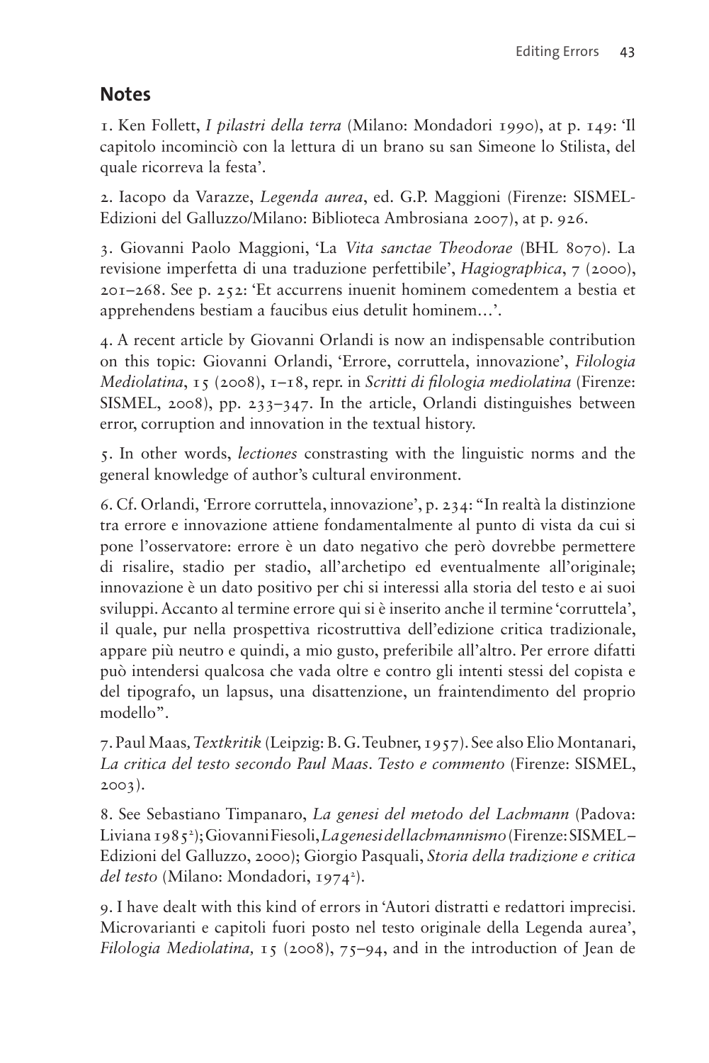## Notes

1. Ken Follett, *I pilastri della terra* (Milano: Mondadori 1990), at p. 149: 'Il capitolo incominciò con la lettura di un brano su san Simeone lo Stilista, del quale ricorreva la festa'.

2. Iacopo da Varazze, *Legenda aurea*, ed. G.P. Maggioni (Firenze: SISMEL-Edizioni del Galluzzo/Milano: Biblioteca Ambrosiana 2007), at p. 926.

3. Giovanni Paolo Maggioni, 'La *Vita sanctae Theodorae* (BHL 8070). La revisione imperfetta di una traduzione perfettibile', *Hagiographica*, 7 (2000), 201–268. See p. 252: 'Et accurrens inuenit hominem comedentem a bestia et apprehendens bestiam a faucibus eius detulit hominem…'.

4. A recent article by Giovanni Orlandi is now an indispensable contribution on this topic: Giovanni Orlandi, 'Errore, corruttela, innovazione', *Filologia Mediolatina*, 15 (2008), 1–18, repr. in *Scritti di filologia mediolatina* (Firenze: SISMEL, 2008), pp. 233–347. In the article, Orlandi distinguishes between error, corruption and innovation in the textual history.

5. In other words, *lectiones* constrasting with the linguistic norms and the general knowledge of author's cultural environment.

6. Cf. Orlandi, 'Errore corruttela, innovazione', p. 234: "In realtà la distinzione tra errore e innovazione attiene fondamentalmente al punto di vista da cui si pone l'osservatore: errore è un dato negativo che però dovrebbe permettere di risalire, stadio per stadio, all'archetipo ed eventualmente all'originale; innovazione è un dato positivo per chi si interessi alla storia del testo e ai suoi sviluppi. Accanto al termine errore qui si è inserito anche il termine 'corruttela', il quale, pur nella prospettiva ricostruttiva dell'edizione critica tradizionale, appare più neutro e quindi, a mio gusto, preferibile all'altro. Per errore difatti può intendersi qualcosa che vada oltre e contro gli intenti stessi del copista e del tipografo, un lapsus, una disattenzione, un fraintendimento del proprio modello".

7. Paul Maas, *Textkritik* (Leipzig: B. G. Teubner, 1957). See also Elio Montanari, *La critica del testo secondo Paul Maas. Testo e commento* (Firenze: SISMEL, 2003).

8. See Sebastiano Timpanaro, *La genesi del metodo del Lachmann* (Padova: Liviana 1985²); Giovanni Fiesoli, *La genesi del lachmannismo* (Firenze: SISMEL – Edizioni del Galluzzo, 2000); Giorgio Pasquali, *Storia della tradizione e critica del testo* (Milano: Mondadori, 1974²).

9. I have dealt with this kind of errors in 'Autori distratti e redattori imprecisi. Microvarianti e capitoli fuori posto nel testo originale della Legenda aurea', *Filologia Mediolatina,* 15 (2008), 75–94, and in the introduction of Jean de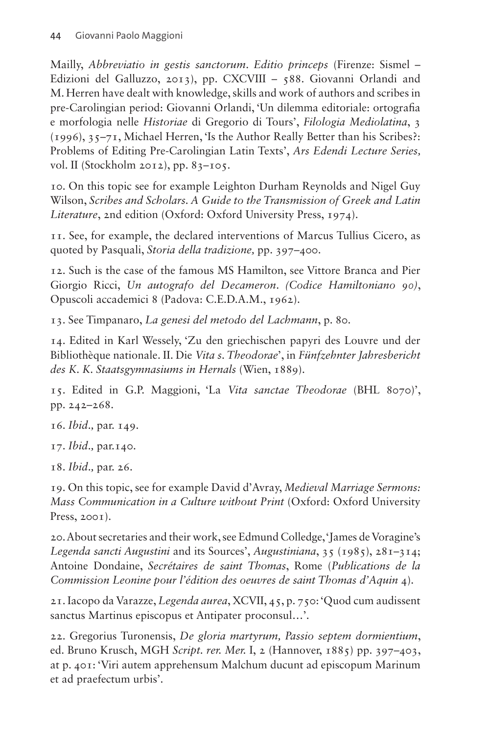Mailly, *Abbreviatio in gestis sanctorum*. *Editio princeps* (Firenze: Sismel – Edizioni del Galluzzo, 2013), pp. CXCVIII – 588. Giovanni Orlandi and M. Herren have dealt with knowledge, skills and work of authors and scribes in pre-Carolingian period: Giovanni Orlandi, 'Un dilemma editoriale: ortografia e morfologia nelle *Historiae* di Gregorio di Tours', *Filologia Mediolatina*, 3 (1996), 35–71, Michael Herren, 'Is the Author Really Better than his Scribes?: Problems of Editing Pre-Carolingian Latin Texts', *Ars Edendi Lecture Series*, vol. II (Stockholm 2012), pp. 83–105.

10. On this topic see for example Leighton Durham Reynolds and Nigel Guy Wilson, *Scribes and Scholars. A Guide to the Transmission of Greek and Latin Literature*, 2nd edition (Oxford: Oxford University Press, 1974).

11. See, for example, the declared interventions of Marcus Tullius Cicero, as quoted by Pasquali, *Storia della tradizione,* pp. 397–400.

12. Such is the case of the famous MS Hamilton, see Vittore Branca and Pier Giorgio Ricci, *Un autografo del Decameron. (Codice Hamiltoniano 90)*, Opuscoli accademici 8 (Padova: C.E.D.A.M., 1962).

13. See Timpanaro, *La genesi del metodo del Lachmann*, p. 80.

14. Edited in Karl Wessely, 'Zu den griechischen papyri des Louvre und der Bibliothèque nationale. II. Die *Vita s. Theodorae*', in *Fünfzehnter Jahresbericht des K. K. Staatsgymnasiums in Hernals* (Wien, 1889).

15. Edited in G.P. Maggioni, 'La *Vita sanctae Theodorae* (BHL 8070)', pp. 242–268.

16. *Ibid.,* par. 149.

17. *Ibid.,* par.140.

18. *Ibid.,* par. 26.

19. On this topic, see for example David d'Avray, *Medieval Marriage Sermons: Mass Communication in a Culture without Print* (Oxford: Oxford University Press, 2001).

20. About secretaries and their work, see Edmund Colledge, 'James de Voragine's *Legenda sancti Augustini* and its Sources', *Augustiniana*, 35 (1985), 281–314; Antoine Dondaine, *Secrétaires de saint Thomas*, Rome (*Publications de la Commission Leonine pour l'édition des oeuvres de saint Thomas d'Aquin* 4).

21. Iacopo da Varazze, *Legenda aurea*, XCVII, 45, p. 750: 'Quod cum audissent sanctus Martinus episcopus et Antipater proconsul…'.

22. Gregorius Turonensis, *De gloria martyrum, Passio septem dormientium*, ed. Bruno Krusch, MGH *Script. rer. Mer.* I, 2 (Hannover, 1885) pp. 397–403, at p. 401: 'Viri autem apprehensum Malchum ducunt ad episcopum Marinum et ad praefectum urbis'.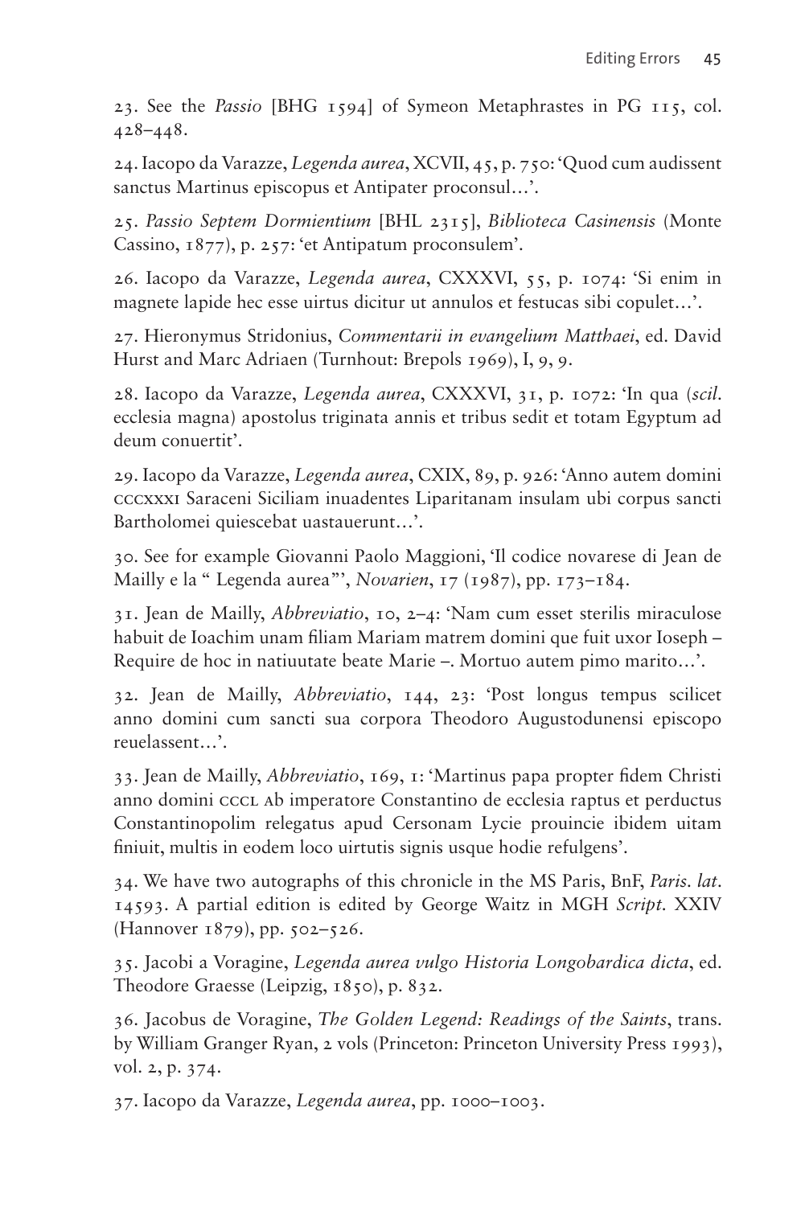23. See the *Passio* [BHG 1594] of Symeon Metaphrastes in PG 115, col. 428–448.

24. Iacopo da Varazze, *Legenda aurea*, XCVII, 45, p. 750: 'Quod cum audissent sanctus Martinus episcopus et Antipater proconsul…'.

25. *Passio Septem Dormientium* [BHL 2315], *Biblioteca Casinensis* (Monte Cassino, 1877), p. 257: 'et Antipatum proconsulem'.

26. Iacopo da Varazze, *Legenda aurea*, CXXXVI, 55, p. 1074: 'Si enim in magnete lapide hec esse uirtus dicitur ut annulos et festucas sibi copulet…'.

27. Hieronymus Stridonius, *Commentarii in evangelium Matthaei*, ed. David Hurst and Marc Adriaen (Turnhout: Brepols 1969), I, 9, 9.

28. Iacopo da Varazze, *Legenda aurea*, CXXXVI, 31, p. 1072: 'In qua (*scil.* ecclesia magna) apostolus triginata annis et tribus sedit et totam Egyptum ad deum conuertit'.

29. Iacopo da Varazze, *Legenda aurea*, CXIX, 89, p. 926: 'Anno autem domini CCCXXXI Saraceni Siciliam inuadentes Liparitanam insulam ubi corpus sancti Bartholomei quiescebat uastauerunt…'.

30. See for example Giovanni Paolo Maggioni, 'Il codice novarese di Jean de Mailly e la " Legenda aurea"', *Novarien*, 17 (1987), pp. 173–184.

31. Jean de Mailly, *Abbreviatio*, 10, 2–4: 'Nam cum esset sterilis miraculose habuit de Ioachim unam filiam Mariam matrem domini que fuit uxor Ioseph – Require de hoc in natiuutate beate Marie –. Mortuo autem pimo marito…'.

32. Jean de Mailly, *Abbreviatio*, 144, 23: 'Post longus tempus scilicet anno domini cum sancti sua corpora Theodoro Augustodunensi episcopo reuelassent…'.

33. Jean de Mailly, *Abbreviatio*, 169, 1: 'Martinus papa propter fidem Christi anno domini CCCL Ab imperatore Constantino de ecclesia raptus et perductus Constantinopolim relegatus apud Cersonam Lycie prouincie ibidem uitam finiuit, multis in eodem loco uirtutis signis usque hodie refulgens'.

34. We have two autographs of this chronicle in the MS Paris, BnF, *Paris. lat.* 14593. A partial edition is edited by George Waitz in MGH *Script.* XXIV (Hannover 1879), pp. 502–526.

35. Jacobi a Voragine, *Legenda aurea vulgo Historia Longobardica dicta*, ed. Theodore Graesse (Leipzig, 1850), p. 832.

36. Jacobus de Voragine, *The Golden Legend: Readings of the Saints*, trans. by William Granger Ryan, 2 vols (Princeton: Princeton University Press 1993), vol. 2, p. 374.

37. Iacopo da Varazze, *Legenda aurea*, pp. 1000–1003.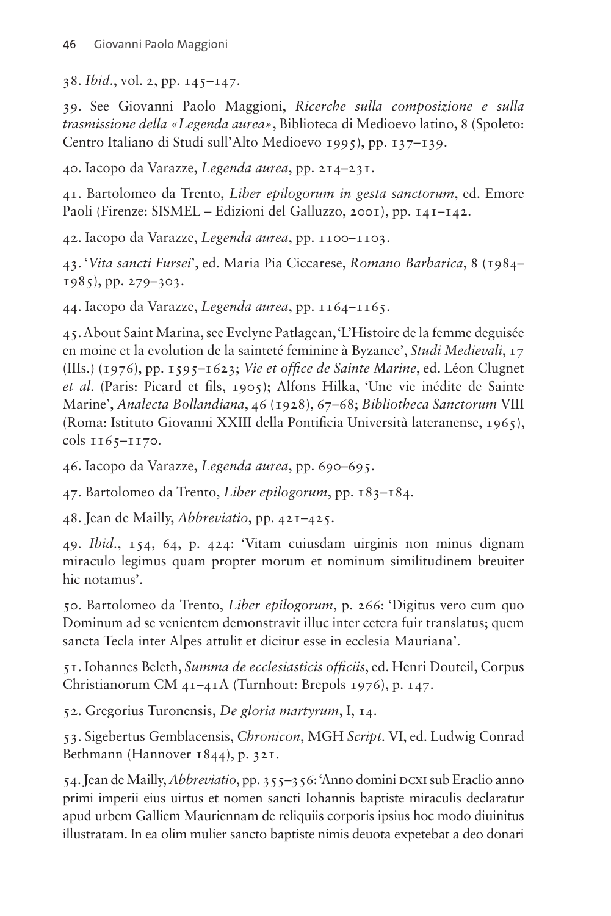38. *Ibid*., vol. 2, pp. 145–147.

39. See Giovanni Paolo Maggioni, *Ricerche sulla composizione e sulla trasmissione della «Legenda aurea»*, Biblioteca di Medioevo latino, 8 (Spoleto: Centro Italiano di Studi sull'Alto Medioevo 1995), pp. 137–139.

40. Iacopo da Varazze, *Legenda aurea*, pp. 214–231.

41. Bartolomeo da Trento, *Liber epilogorum in gesta sanctorum*, ed. Emore Paoli (Firenze: SISMEL – Edizioni del Galluzzo, 2001), pp. 141–142.

42. Iacopo da Varazze, *Legenda aurea*, pp. 1100–1103.

43. '*Vita sancti Fursei*', ed. Maria Pia Ciccarese, *Romano Barbarica*, 8 (1984–1985), pp. 279–303.

44. Iacopo da Varazze, *Legenda aurea*, pp. 1164–1165.

45. About Saint Marina, see Evelyne Patlagean, 'L'Histoire de la femme deguisée en moine et la evolution de la sainteté feminine à Byzance', *Studi Medievali*, 17 (IIIs.) (1976), pp. 1595–1623; *Vie et office de Sainte Marine*, ed. Léon Clugnet *et al.* (Paris: Picard et fils, 1905); Alfons Hilka, 'Une vie inédite de Sainte Marine', *Analecta Bollandiana*, 46 (1928), 67–68; *Bibliotheca Sanctorum* VIII (Roma: Istituto Giovanni XXIII della Pontificia Università lateranense, 1965), cols 1165–1170.

46. Iacopo da Varazze, *Legenda aurea*, pp. 690–695.

47. Bartolomeo da Trento, *Liber epilogorum*, pp. 183–184.

48. Jean de Mailly, *Abbreviatio*, pp. 421–425.

49. *Ibid*., 154, 64, p. 424: 'Vitam cuiusdam uirginis non minus dignam miraculo legimus quam propter morum et nominum similitudinem breuiter hic notamus'.

50. Bartolomeo da Trento, *Liber epilogorum*, p. 266: 'Digitus vero cum quo Dominum ad se venientem demonstravit illuc inter cetera fuir translatus; quem sancta Tecla inter Alpes attulit et dicitur esse in ecclesia Mauriana'.

51. Iohannes Beleth, *Summa de ecclesiasticis officiis*, ed. Henri Douteil, Corpus Christianorum CM 41–41A (Turnhout: Brepols 1976), p. 147.

52. Gregorius Turonensis, *De gloria martyrum*, I, 14.

53. Sigebertus Gemblacensis, *Chronicon*, MGH *Script.* VI, ed. Ludwig Conrad Bethmann (Hannover 1844), p. 321.

54. Jean de Mailly, *Abbreviatio*, pp. 355–356: 'Anno domini DCXI sub Eraclio anno primi imperii eius uirtus et nomen sancti Iohannis baptiste miraculis declaratur apud urbem Galliem Mauriennam de reliquiis corporis ipsius hoc modo diuinitus illustratam. In ea olim mulier sancto baptiste nimis deuota expetebat a deo donari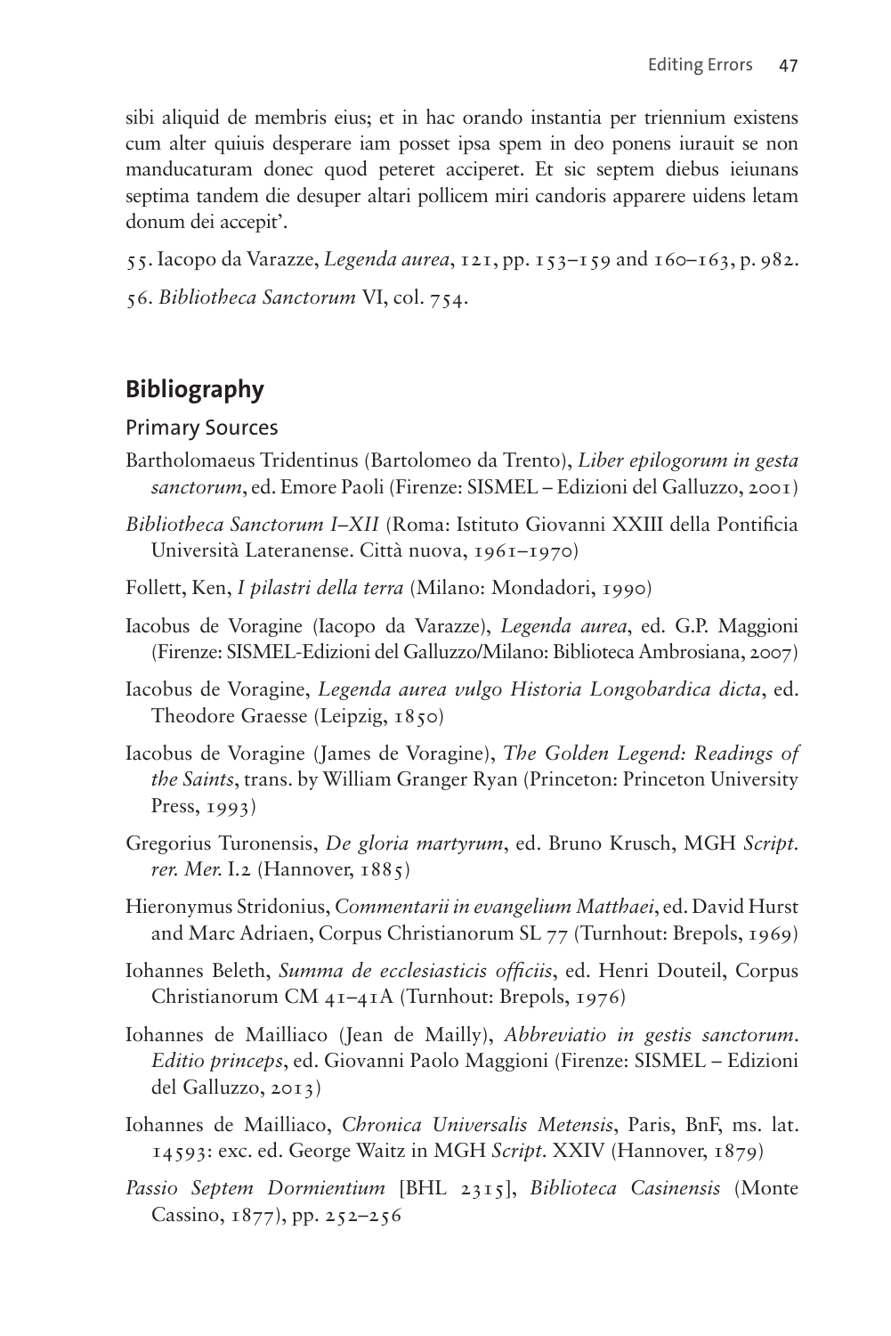sibi aliquid de membris eius; et in hac orando instantia per triennium existens cum alter quiuis desperare iam posset ipsa spem in deo ponens iurauit se non manducaturam donec quod peteret acciperet. Et sic septem diebus ieiunans septima tandem die desuper altari pollicem miri candoris apparere uidens letam donum dei accepit'.

55. Iacopo da Varazze, *Legenda aurea*, 121, pp. 153–159 and 160–163, p. 982.

56. *Bibliotheca Sanctorum* VI, col. 754.

## Bibliography

### Primary Sources

Bartholomaeus Tridentinus (Bartolomeo da Trento), *Liber epilogorum in gesta sanctorum*, ed. Emore Paoli (Firenze: SISMEL – Edizioni del Galluzzo, 2001)

*Bibliotheca Sanctorum I–XII* (Roma: Istituto Giovanni XXIII della Pontificia Università Lateranense. Città nuova, 1961–1970)

Follett, Ken, *I pilastri della terra* (Milano: Mondadori, 1990)

Iacobus de Voragine (Iacopo da Varazze), *Legenda aurea*, ed. G.P. Maggioni (Firenze: SISMEL-Edizioni del Galluzzo/Milano: Biblioteca Ambrosiana, 2007)

Iacobus de Voragine, *Legenda aurea vulgo Historia Longobardica dicta*, ed. Theodore Graesse (Leipzig, 1850)

Iacobus de Voragine (James de Voragine), *The Golden Legend: Readings of the Saints*, trans. by William Granger Ryan (Princeton: Princeton University Press, 1993)

Gregorius Turonensis, *De gloria martyrum*, ed. Bruno Krusch, MGH *Script. rer. Mer.* I.2 (Hannover, 1885)

Hieronymus Stridonius, *Commentarii in evangelium Matthaei*, ed. David Hurst and Marc Adriaen, Corpus Christianorum SL 77 (Turnhout: Brepols, 1969)

Iohannes Beleth, *Summa de ecclesiasticis officiis*, ed. Henri Douteil, Corpus Christianorum CM 41–41A (Turnhout: Brepols, 1976)

Iohannes de Mailliaco (Jean de Mailly), *Abbreviatio in gestis sanctorum. Editio princeps*, ed. Giovanni Paolo Maggioni (Firenze: SISMEL – Edizioni del Galluzzo, 2013)

Iohannes de Mailliaco, *Chronica Universalis Metensis*, Paris, BnF, ms. lat. 14593: exc. ed. George Waitz in MGH *Script.* XXIV (Hannover, 1879)

*Passio Septem Dormientium* [BHL 2315], *Biblioteca Casinensis* (Monte Cassino, 1877), pp. 252–256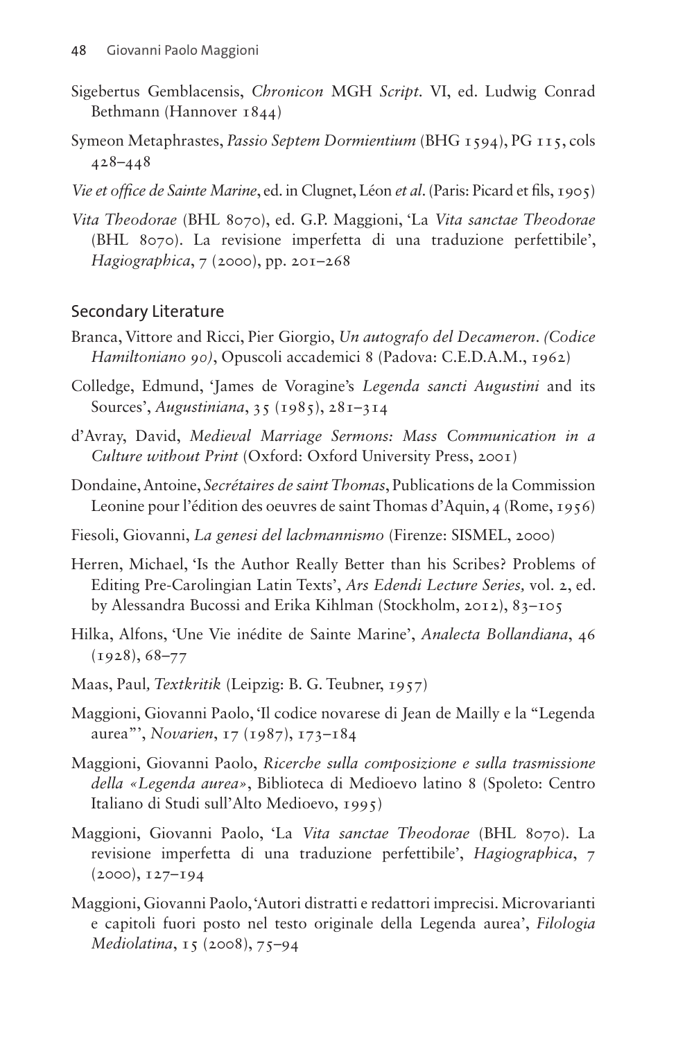Sigebertus Gemblacensis, *Chronicon* MGH *Script.* VI, ed. Ludwig Conrad Bethmann (Hannover 1844)

Symeon Metaphrastes, *Passio Septem Dormientium* (BHG 1594), PG 115, cols 428–448

*Vie et office de Sainte Marine*, ed. in Clugnet, Léon *et al.* (Paris: Picard et fils, 1905)

*Vita Theodorae* (BHL 8070), ed. G.P. Maggioni, 'La *Vita sanctae Theodorae* (BHL 8070). La revisione imperfetta di una traduzione perfettibile', *Hagiographica*, 7 (2000), pp. 201–268

## Secondary Literature

Branca, Vittore and Ricci, Pier Giorgio, *Un autografo del Decameron. (Codice Hamiltoniano 90)*, Opuscoli accademici 8 (Padova: C.E.D.A.M., 1962)

Colledge, Edmund, 'James de Voragine's *Legenda sancti Augustini* and its Sources', *Augustiniana*, 35 (1985), 281–314

d'Avray, David, *Medieval Marriage Sermons: Mass Communication in a Culture without Print* (Oxford: Oxford University Press, 2001)

Dondaine, Antoine, *Secrétaires de saint Thomas*, Publications de la Commission Leonine pour l'édition des oeuvres de saint Thomas d'Aquin, 4 (Rome, 1956)

Fiesoli, Giovanni, *La genesi del lachmannismo* (Firenze: SISMEL, 2000)

Herren, Michael, 'Is the Author Really Better than his Scribes? Problems of Editing Pre-Carolingian Latin Texts', *Ars Edendi Lecture Series,* vol. 2, ed. by Alessandra Bucossi and Erika Kihlman (Stockholm, 2012), 83–105

Hilka, Alfons, 'Une Vie inédite de Sainte Marine', *Analecta Bollandiana*, 46 (1928), 68–77

Maas, Paul, *Textkritik* (Leipzig: B. G. Teubner, 1957)

Maggioni, Giovanni Paolo, 'Il codice novarese di Jean de Mailly e la "Legenda aurea"', *Novarien*, 17 (1987), 173–184

Maggioni, Giovanni Paolo, *Ricerche sulla composizione e sulla trasmissione della «Legenda aurea»*, Biblioteca di Medioevo latino 8 (Spoleto: Centro Italiano di Studi sull'Alto Medioevo, 1995)

Maggioni, Giovanni Paolo, 'La *Vita sanctae Theodorae* (BHL 8070). La revisione imperfetta di una traduzione perfettibile', *Hagiographica*, 7 (2000), 127–194

Maggioni, Giovanni Paolo, 'Autori distratti e redattori imprecisi. Microvarianti e capitoli fuori posto nel testo originale della Legenda aurea', *Filologia Mediolatina*, 15 (2008), 75–94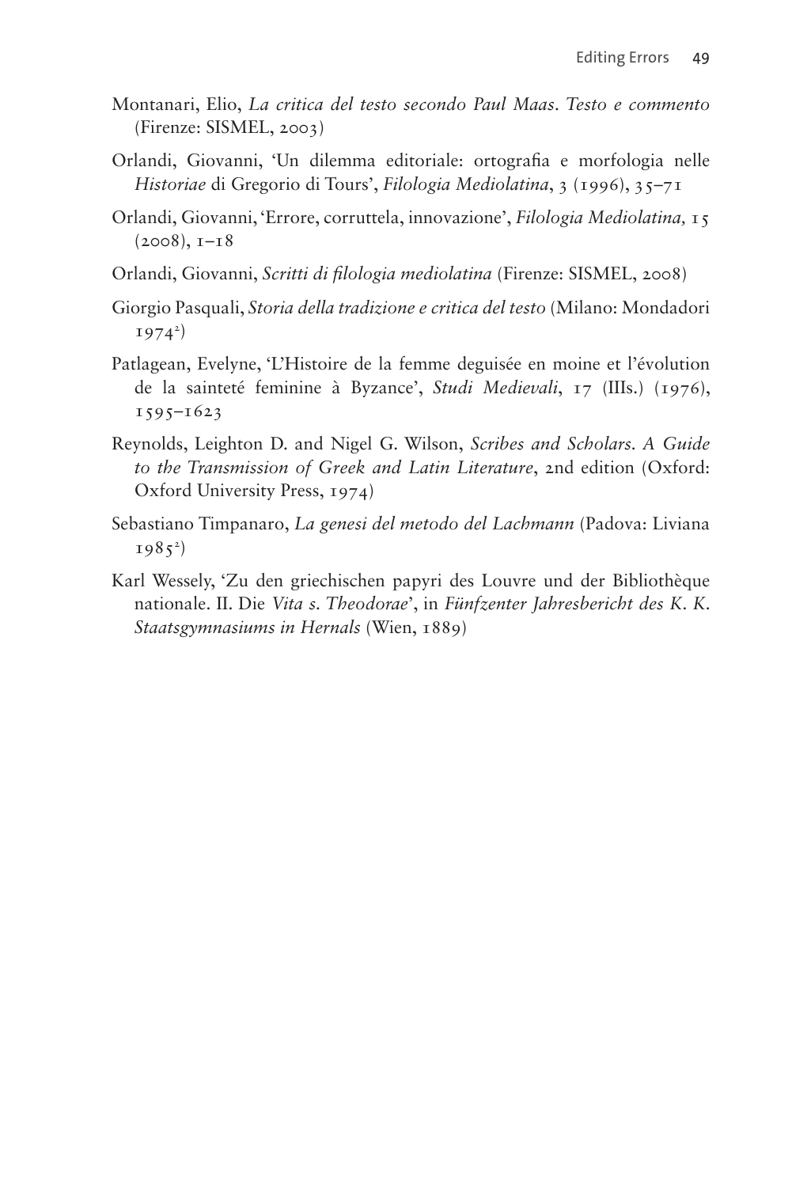Montanari, Elio, *La critica del testo secondo Paul Maas. Testo e commento* (Firenze: SISMEL, 2003)

Orlandi, Giovanni, 'Un dilemma editoriale: ortografia e morfologia nelle *Historiae* di Gregorio di Tours', *Filologia Mediolatina*, 3 (1996), 35–71

Orlandi, Giovanni, 'Errore, corruttela, innovazione', *Filologia Mediolatina,* 15 (2008), 1–18

Orlandi, Giovanni, *Scritti di filologia mediolatina* (Firenze: SISMEL, 2008)

Giorgio Pasquali, *Storia della tradizione e critica del testo* (Milano: Mondadori $1974^2$)

Patlagean, Evelyne, 'L'Histoire de la femme deguisée en moine et l'évolution de la sainteté feminine à Byzance', *Studi Medievali*, 17 (IIIs.) (1976), 1595–1623

Reynolds, Leighton D. and Nigel G. Wilson, *Scribes and Scholars. A Guide to the Transmission of Greek and Latin Literature*, 2nd edition (Oxford: Oxford University Press, 1974)

Sebastiano Timpanaro, *La genesi del metodo del Lachmann* (Padova: Liviana $1985^2$)

Karl Wessely, 'Zu den griechischen papyri des Louvre und der Bibliothèque nationale. II. Die *Vita s. Theodorae*', in *Fünfzenter Jahresbericht des K. K. Staatsgymnasiums in Hernals* (Wien, 1889)